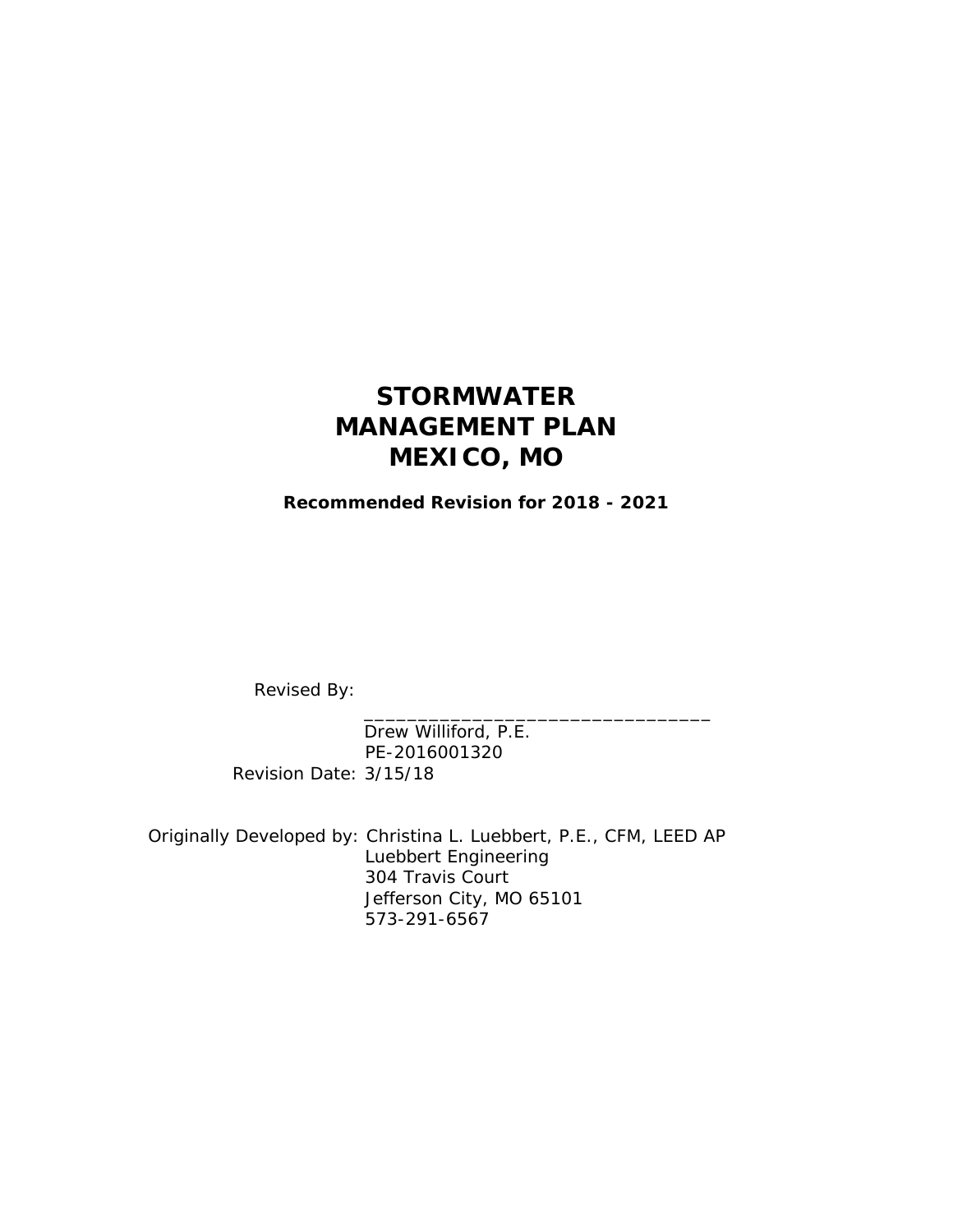# STORMWATER MANAGEMENT PLAN MEXICO, MO

**Recommended Revision for 2018 - 2021**

Revised By:

_________________________________
Drew Williford, P.E.
PE-2016001320

Revision Date: 3/15/18

Originally Developed by: Christina L. Luebbert, P.E., CFM, LEED AP
Luebbert Engineering
304 Travis Court
Jefferson City, MO 65101
573-291-6567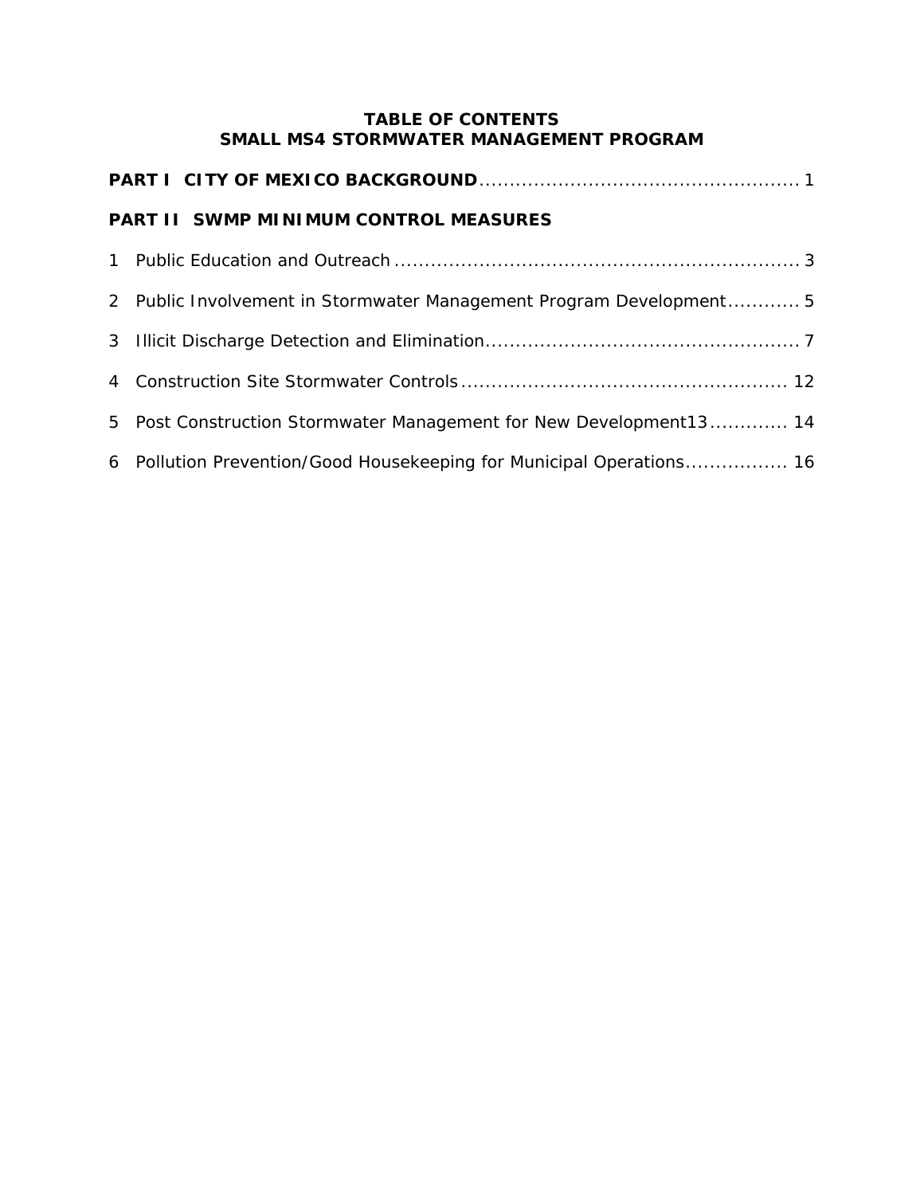# TABLE OF CONTENTS
# SMALL MS4 STORMWATER MANAGEMENT PROGRAM

**PART I CITY OF MEXICO BACKGROUND** .................................................... 1

**PART II SWMP MINIMUM CONTROL MEASURES**

1 Public Education and Outreach .................................................................. 3

2 Public Involvement in Stormwater Management Program Development............ 5

3 Illicit Discharge Detection and Elimination.................................................. 7

4 Construction Site Stormwater Controls ..................................................... 12

5 Post Construction Stormwater Management for New Development13 ............. 14

6 Pollution Prevention/Good Housekeeping for Municipal Operations................. 16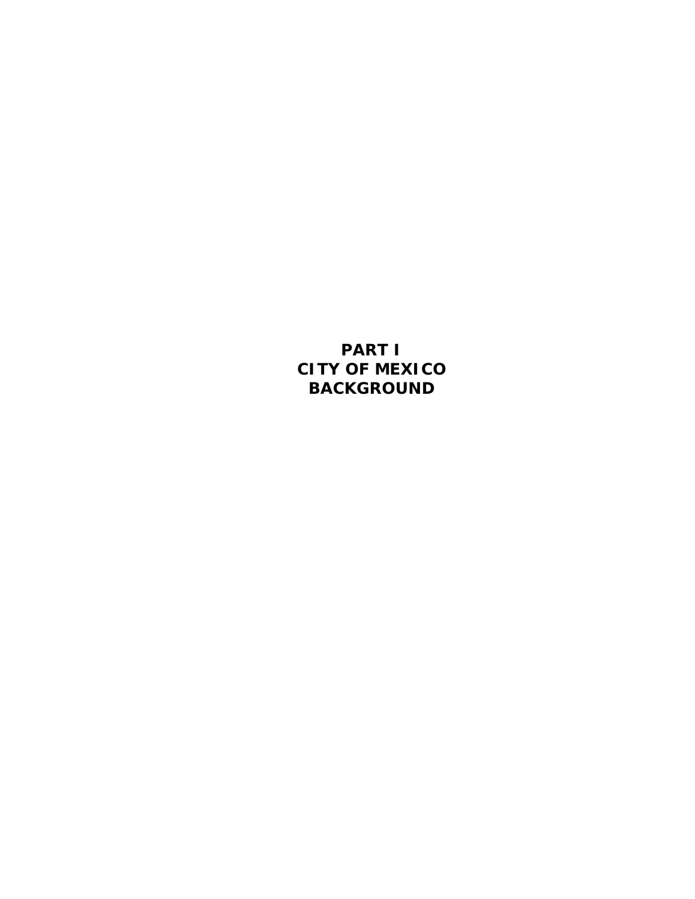# PART I
# CITY OF MEXICO
# BACKGROUND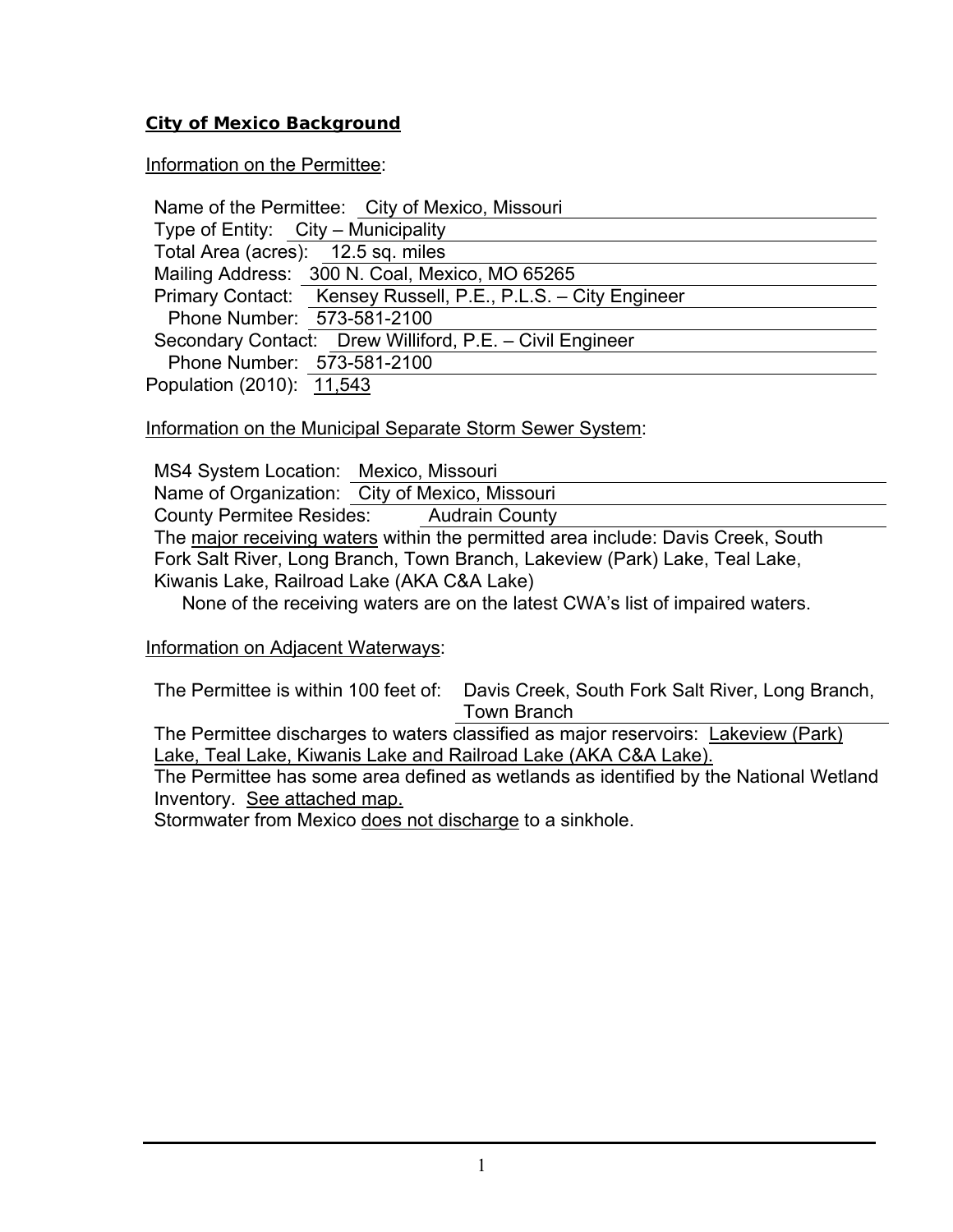## City of Mexico Background

Information on the Permittee:

Name of the Permittee: City of Mexico, Missouri
Type of Entity: City – Municipality
Total Area (acres): 12.5 sq. miles
Mailing Address: 300 N. Coal, Mexico, MO 65265
Primary Contact: Kensey Russell, P.E., P.L.S. – City Engineer
Phone Number: 573-581-2100
Secondary Contact: Drew Williford, P.E. – Civil Engineer
Phone Number: 573-581-2100
Population (2010): 11,543

Information on the Municipal Separate Storm Sewer System:

MS4 System Location: Mexico, Missouri
Name of Organization: City of Mexico, Missouri
County Permitee Resides: Audrain County
The major receiving waters within the permitted area include: Davis Creek, South Fork Salt River, Long Branch, Town Branch, Lakeview (Park) Lake, Teal Lake, Kiwanis Lake, Railroad Lake (AKA C&A Lake)
None of the receiving waters are on the latest CWA's list of impaired waters.

Information on Adjacent Waterways:

The Permittee is within 100 feet of: Davis Creek, South Fork Salt River, Long Branch, Town Branch
The Permittee discharges to waters classified as major reservoirs: Lakeview (Park) Lake, Teal Lake, Kiwanis Lake and Railroad Lake (AKA C&A Lake).
The Permittee has some area defined as wetlands as identified by the National Wetland Inventory. See attached map.
Stormwater from Mexico does not discharge to a sinkhole.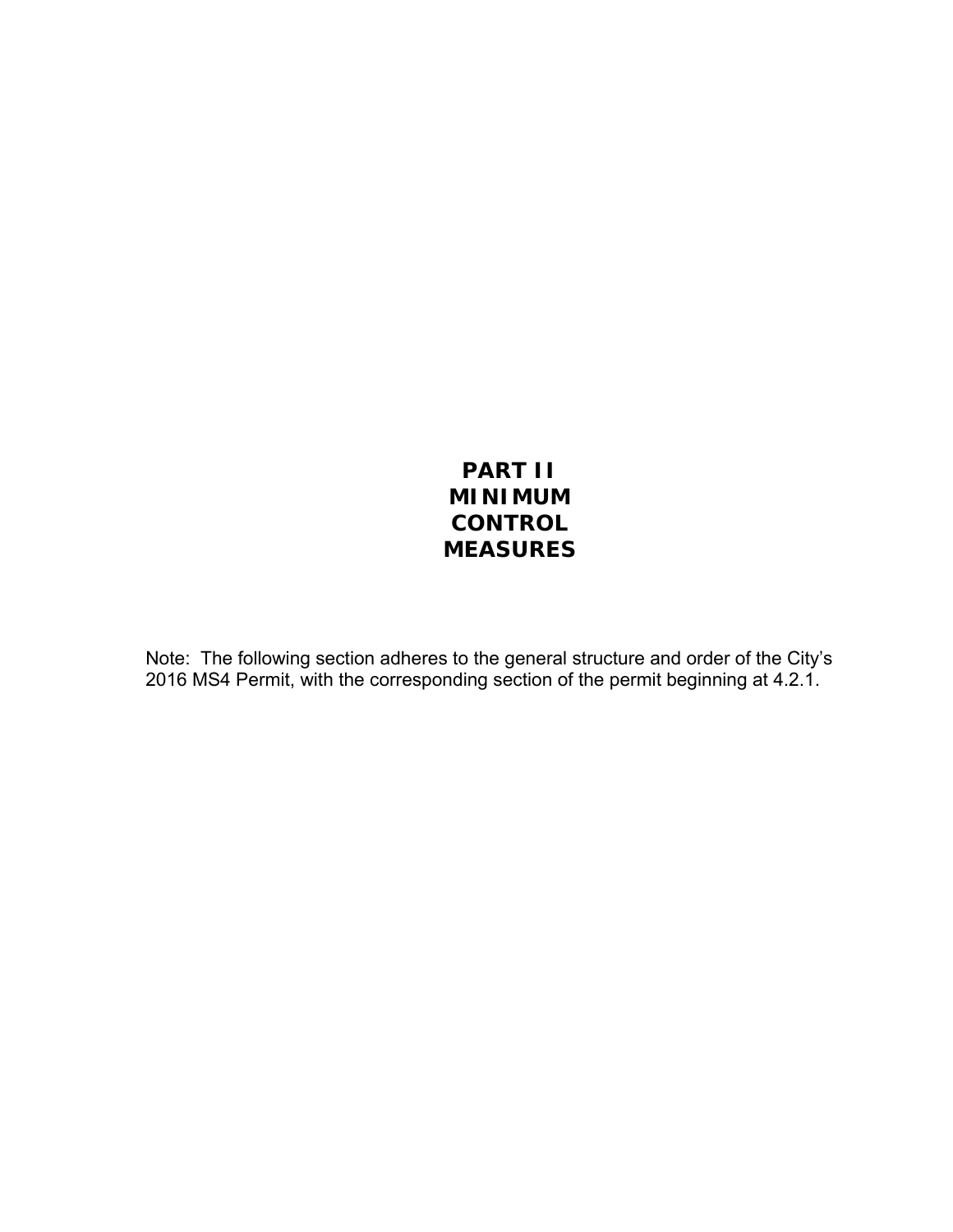# PART II MINIMUM CONTROL MEASURES

Note: The following section adheres to the general structure and order of the City's 2016 MS4 Permit, with the corresponding section of the permit beginning at 4.2.1.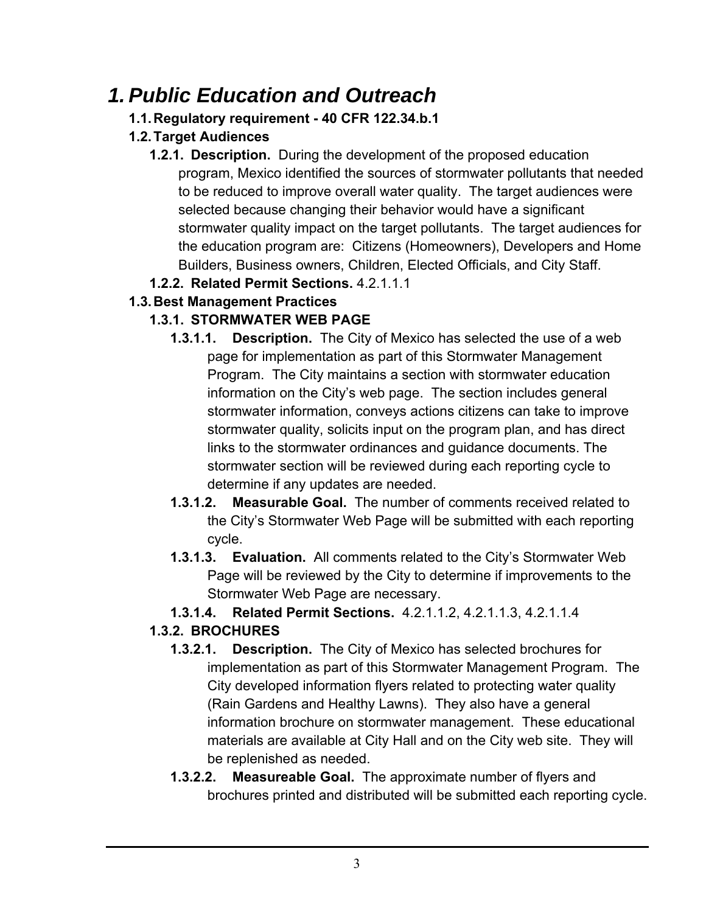# 1. *Public Education and Outreach*

## 1.1. Regulatory requirement - 40 CFR 122.34.b.1

## 1.2. Target Audiences

**1.2.1. Description.** During the development of the proposed education program, Mexico identified the sources of stormwater pollutants that needed to be reduced to improve overall water quality. The target audiences were selected because changing their behavior would have a significant stormwater quality impact on the target pollutants. The target audiences for the education program are: Citizens (Homeowners), Developers and Home Builders, Business owners, Children, Elected Officials, and City Staff.

**1.2.2. Related Permit Sections.** 4.2.1.1.1

## 1.3. Best Management Practices

### 1.3.1. STORMWATER WEB PAGE

**1.3.1.1. Description.** The City of Mexico has selected the use of a web page for implementation as part of this Stormwater Management Program. The City maintains a section with stormwater education information on the City's web page. The section includes general stormwater information, conveys actions citizens can take to improve stormwater quality, solicits input on the program plan, and has direct links to the stormwater ordinances and guidance documents. The stormwater section will be reviewed during each reporting cycle to determine if any updates are needed.

**1.3.1.2. Measurable Goal.** The number of comments received related to the City's Stormwater Web Page will be submitted with each reporting cycle.

**1.3.1.3. Evaluation.** All comments related to the City's Stormwater Web Page will be reviewed by the City to determine if improvements to the Stormwater Web Page are necessary.

**1.3.1.4. Related Permit Sections.** 4.2.1.1.2, 4.2.1.1.3, 4.2.1.1.4

### 1.3.2. BROCHURES

**1.3.2.1. Description.** The City of Mexico has selected brochures for implementation as part of this Stormwater Management Program. The City developed information flyers related to protecting water quality (Rain Gardens and Healthy Lawns). They also have a general information brochure on stormwater management. These educational materials are available at City Hall and on the City web site. They will be replenished as needed.

**1.3.2.2. Measureable Goal.** The approximate number of flyers and brochures printed and distributed will be submitted each reporting cycle.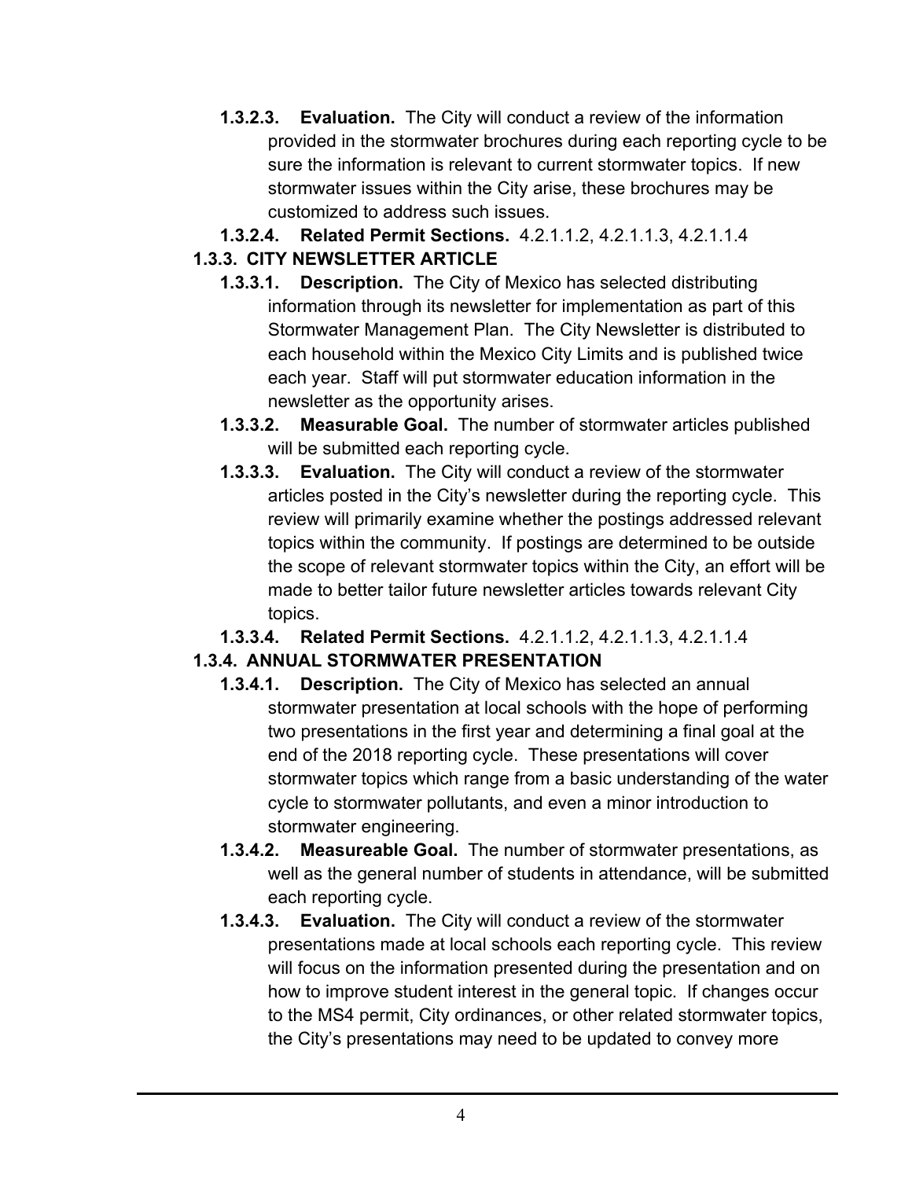- **1.3.2.3. Evaluation.** The City will conduct a review of the information provided in the stormwater brochures during each reporting cycle to be sure the information is relevant to current stormwater topics. If new stormwater issues within the City arise, these brochures may be customized to address such issues.
- **1.3.2.4. Related Permit Sections.** 4.2.1.1.2, 4.2.1.1.3, 4.2.1.1.4

### 1.3.3. CITY NEWSLETTER ARTICLE

- **1.3.3.1. Description.** The City of Mexico has selected distributing information through its newsletter for implementation as part of this Stormwater Management Plan. The City Newsletter is distributed to each household within the Mexico City Limits and is published twice each year. Staff will put stormwater education information in the newsletter as the opportunity arises.
- **1.3.3.2. Measurable Goal.** The number of stormwater articles published will be submitted each reporting cycle.
- **1.3.3.3. Evaluation.** The City will conduct a review of the stormwater articles posted in the City's newsletter during the reporting cycle. This review will primarily examine whether the postings addressed relevant topics within the community. If postings are determined to be outside the scope of relevant stormwater topics within the City, an effort will be made to better tailor future newsletter articles towards relevant City topics.
- **1.3.3.4. Related Permit Sections.** 4.2.1.1.2, 4.2.1.1.3, 4.2.1.1.4

### 1.3.4. ANNUAL STORMWATER PRESENTATION

- **1.3.4.1. Description.** The City of Mexico has selected an annual stormwater presentation at local schools with the hope of performing two presentations in the first year and determining a final goal at the end of the 2018 reporting cycle. These presentations will cover stormwater topics which range from a basic understanding of the water cycle to stormwater pollutants, and even a minor introduction to stormwater engineering.
- **1.3.4.2. Measureable Goal.** The number of stormwater presentations, as well as the general number of students in attendance, will be submitted each reporting cycle.
- **1.3.4.3. Evaluation.** The City will conduct a review of the stormwater presentations made at local schools each reporting cycle. This review will focus on the information presented during the presentation and on how to improve student interest in the general topic. If changes occur to the MS4 permit, City ordinances, or other related stormwater topics, the City's presentations may need to be updated to convey more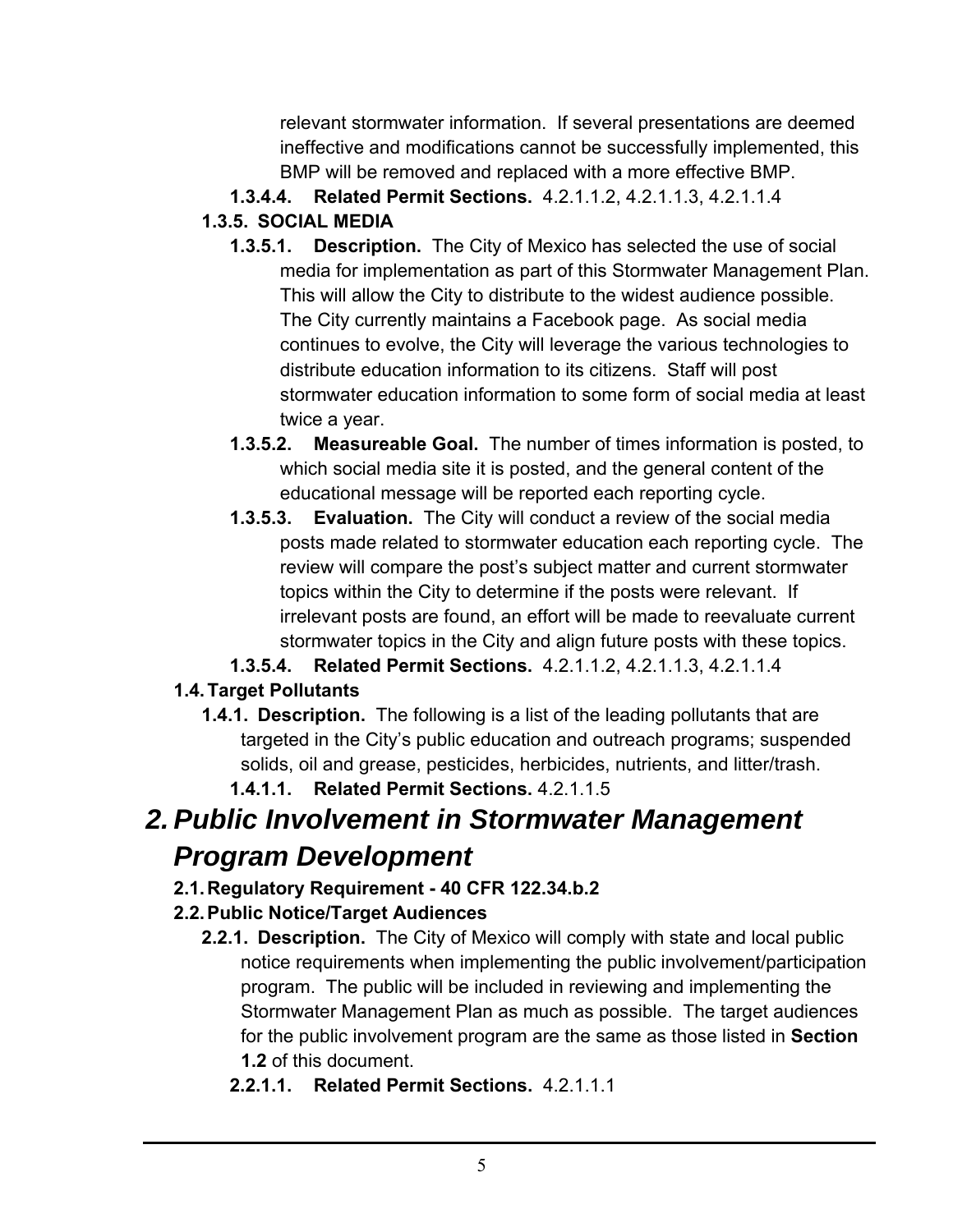relevant stormwater information. If several presentations are deemed ineffective and modifications cannot be successfully implemented, this BMP will be removed and replaced with a more effective BMP.

**1.3.4.4. Related Permit Sections.** 4.2.1.1.2, 4.2.1.1.3, 4.2.1.1.4

**1.3.5. SOCIAL MEDIA**

**1.3.5.1. Description.** The City of Mexico has selected the use of social media for implementation as part of this Stormwater Management Plan. This will allow the City to distribute to the widest audience possible. The City currently maintains a Facebook page. As social media continues to evolve, the City will leverage the various technologies to distribute education information to its citizens. Staff will post stormwater education information to some form of social media at least twice a year.

**1.3.5.2. Measureable Goal.** The number of times information is posted, to which social media site it is posted, and the general content of the educational message will be reported each reporting cycle.

**1.3.5.3. Evaluation.** The City will conduct a review of the social media posts made related to stormwater education each reporting cycle. The review will compare the post's subject matter and current stormwater topics within the City to determine if the posts were relevant. If irrelevant posts are found, an effort will be made to reevaluate current stormwater topics in the City and align future posts with these topics.

**1.3.5.4. Related Permit Sections.** 4.2.1.1.2, 4.2.1.1.3, 4.2.1.1.4

**1.4. Target Pollutants**

**1.4.1. Description.** The following is a list of the leading pollutants that are targeted in the City's public education and outreach programs; suspended solids, oil and grease, pesticides, herbicides, nutrients, and litter/trash.

**1.4.1.1. Related Permit Sections.** 4.2.1.1.5

# *2. Public Involvement in Stormwater Management Program Development*

**2.1. Regulatory Requirement - 40 CFR 122.34.b.2**

**2.2. Public Notice/Target Audiences**

**2.2.1. Description.** The City of Mexico will comply with state and local public notice requirements when implementing the public involvement/participation program. The public will be included in reviewing and implementing the Stormwater Management Plan as much as possible. The target audiences for the public involvement program are the same as those listed in **Section 1.2** of this document.

**2.2.1.1. Related Permit Sections.** 4.2.1.1.1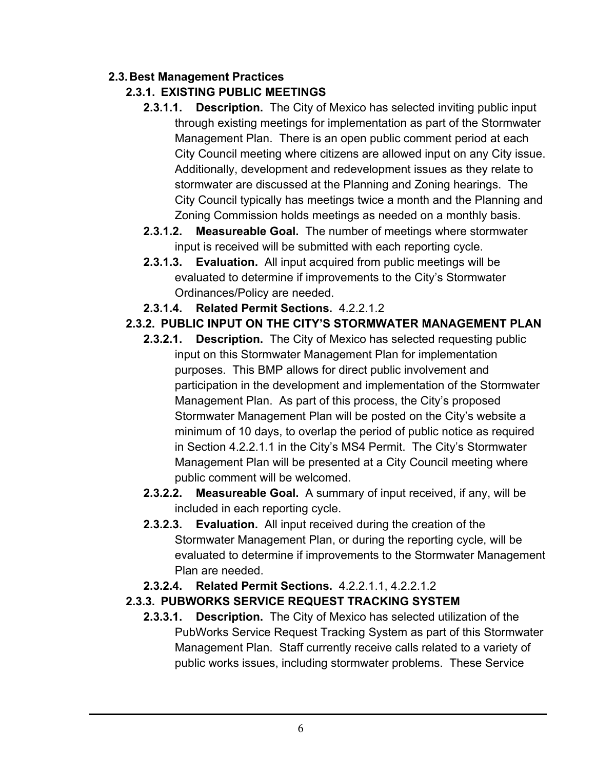## 2.3. Best Management Practices

### 2.3.1. EXISTING PUBLIC MEETINGS

**2.3.1.1. Description.** The City of Mexico has selected inviting public input through existing meetings for implementation as part of the Stormwater Management Plan. There is an open public comment period at each City Council meeting where citizens are allowed input on any City issue. Additionally, development and redevelopment issues as they relate to stormwater are discussed at the Planning and Zoning hearings. The City Council typically has meetings twice a month and the Planning and Zoning Commission holds meetings as needed on a monthly basis.

**2.3.1.2. Measureable Goal.** The number of meetings where stormwater input is received will be submitted with each reporting cycle.

**2.3.1.3. Evaluation.** All input acquired from public meetings will be evaluated to determine if improvements to the City's Stormwater Ordinances/Policy are needed.

**2.3.1.4. Related Permit Sections.** 4.2.2.1.2

### 2.3.2. PUBLIC INPUT ON THE CITY'S STORMWATER MANAGEMENT PLAN

**2.3.2.1. Description.** The City of Mexico has selected requesting public input on this Stormwater Management Plan for implementation purposes. This BMP allows for direct public involvement and participation in the development and implementation of the Stormwater Management Plan. As part of this process, the City's proposed Stormwater Management Plan will be posted on the City's website a minimum of 10 days, to overlap the period of public notice as required in Section 4.2.2.1.1 in the City's MS4 Permit. The City's Stormwater Management Plan will be presented at a City Council meeting where public comment will be welcomed.

**2.3.2.2. Measureable Goal.** A summary of input received, if any, will be included in each reporting cycle.

**2.3.2.3. Evaluation.** All input received during the creation of the Stormwater Management Plan, or during the reporting cycle, will be evaluated to determine if improvements to the Stormwater Management Plan are needed.

**2.3.2.4. Related Permit Sections.** 4.2.2.1.1, 4.2.2.1.2

### 2.3.3. PUBWORKS SERVICE REQUEST TRACKING SYSTEM

**2.3.3.1. Description.** The City of Mexico has selected utilization of the PubWorks Service Request Tracking System as part of this Stormwater Management Plan. Staff currently receive calls related to a variety of public works issues, including stormwater problems. These Service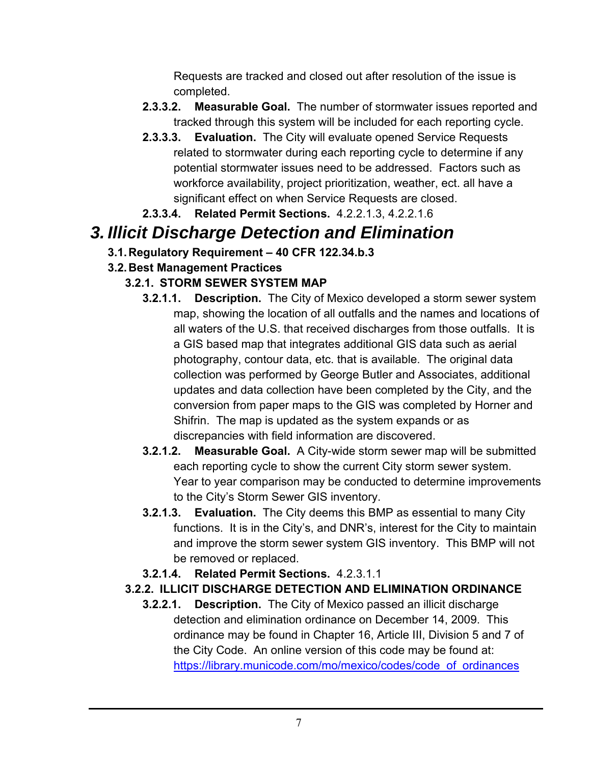Requests are tracked and closed out after resolution of the issue is completed.

**2.3.3.2. Measurable Goal.** The number of stormwater issues reported and tracked through this system will be included for each reporting cycle.

**2.3.3.3. Evaluation.** The City will evaluate opened Service Requests related to stormwater during each reporting cycle to determine if any potential stormwater issues need to be addressed. Factors such as workforce availability, project prioritization, weather, ect. all have a significant effect on when Service Requests are closed.

**2.3.3.4. Related Permit Sections.** 4.2.2.1.3, 4.2.2.1.6

# *3. Illicit Discharge Detection and Elimination*

### 3.1. Regulatory Requirement – 40 CFR 122.34.b.3

### 3.2. Best Management Practices

#### 3.2.1. STORM SEWER SYSTEM MAP

**3.2.1.1. Description.** The City of Mexico developed a storm sewer system map, showing the location of all outfalls and the names and locations of all waters of the U.S. that received discharges from those outfalls. It is a GIS based map that integrates additional GIS data such as aerial photography, contour data, etc. that is available. The original data collection was performed by George Butler and Associates, additional updates and data collection have been completed by the City, and the conversion from paper maps to the GIS was completed by Horner and Shifrin. The map is updated as the system expands or as discrepancies with field information are discovered.

**3.2.1.2. Measurable Goal.** A City-wide storm sewer map will be submitted each reporting cycle to show the current City storm sewer system. Year to year comparison may be conducted to determine improvements to the City's Storm Sewer GIS inventory.

**3.2.1.3. Evaluation.** The City deems this BMP as essential to many City functions. It is in the City's, and DNR's, interest for the City to maintain and improve the storm sewer system GIS inventory. This BMP will not be removed or replaced.

**3.2.1.4. Related Permit Sections.** 4.2.3.1.1

#### 3.2.2. ILLICIT DISCHARGE DETECTION AND ELIMINATION ORDINANCE

**3.2.2.1. Description.** The City of Mexico passed an illicit discharge detection and elimination ordinance on December 14, 2009. This ordinance may be found in Chapter 16, Article III, Division 5 and 7 of the City Code. An online version of this code may be found at: https://library.municode.com/mo/mexico/codes/code_of_ordinances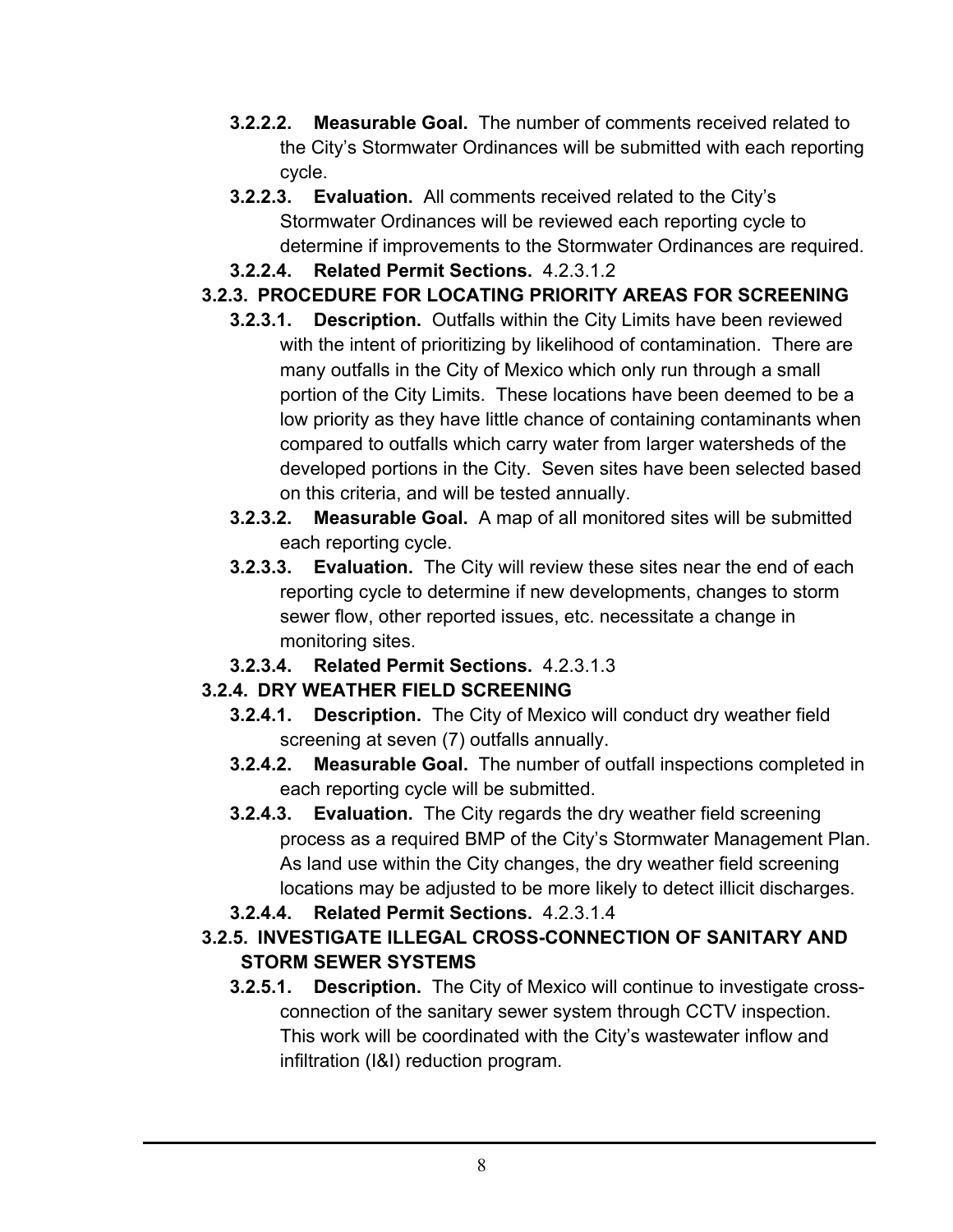**3.2.2.2. Measurable Goal.** The number of comments received related to the City's Stormwater Ordinances will be submitted with each reporting cycle.

**3.2.2.3. Evaluation.** All comments received related to the City's Stormwater Ordinances will be reviewed each reporting cycle to determine if improvements to the Stormwater Ordinances are required.

**3.2.2.4. Related Permit Sections.** 4.2.3.1.2

**3.2.3. PROCEDURE FOR LOCATING PRIORITY AREAS FOR SCREENING**

**3.2.3.1. Description.** Outfalls within the City Limits have been reviewed with the intent of prioritizing by likelihood of contamination. There are many outfalls in the City of Mexico which only run through a small portion of the City Limits. These locations have been deemed to be a low priority as they have little chance of containing contaminants when compared to outfalls which carry water from larger watersheds of the developed portions in the City. Seven sites have been selected based on this criteria, and will be tested annually.

**3.2.3.2. Measurable Goal.** A map of all monitored sites will be submitted each reporting cycle.

**3.2.3.3. Evaluation.** The City will review these sites near the end of each reporting cycle to determine if new developments, changes to storm sewer flow, other reported issues, etc. necessitate a change in monitoring sites.

**3.2.3.4. Related Permit Sections.** 4.2.3.1.3

**3.2.4. DRY WEATHER FIELD SCREENING**

**3.2.4.1. Description.** The City of Mexico will conduct dry weather field screening at seven (7) outfalls annually.

**3.2.4.2. Measurable Goal.** The number of outfall inspections completed in each reporting cycle will be submitted.

**3.2.4.3. Evaluation.** The City regards the dry weather field screening process as a required BMP of the City's Stormwater Management Plan. As land use within the City changes, the dry weather field screening locations may be adjusted to be more likely to detect illicit discharges.

**3.2.4.4. Related Permit Sections.** 4.2.3.1.4

**3.2.5. INVESTIGATE ILLEGAL CROSS-CONNECTION OF SANITARY AND STORM SEWER SYSTEMS**

**3.2.5.1. Description.** The City of Mexico will continue to investigate cross-connection of the sanitary sewer system through CCTV inspection. This work will be coordinated with the City's wastewater inflow and infiltration (I&I) reduction program.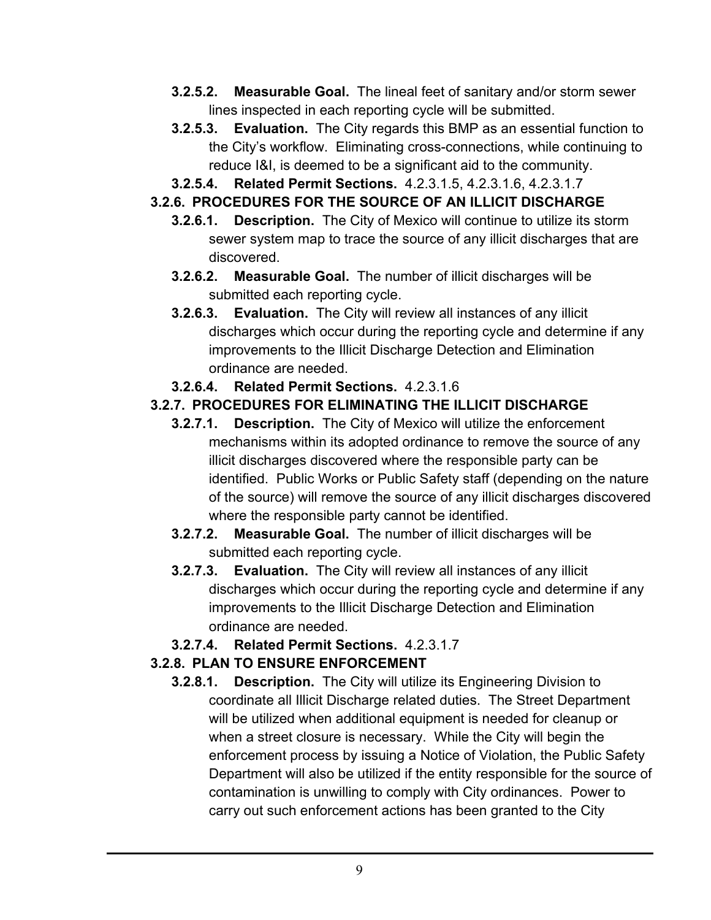- **3.2.5.2. Measurable Goal.** The lineal feet of sanitary and/or storm sewer lines inspected in each reporting cycle will be submitted.
- **3.2.5.3. Evaluation.** The City regards this BMP as an essential function to the City's workflow. Eliminating cross-connections, while continuing to reduce I&I, is deemed to be a significant aid to the community.
- **3.2.5.4. Related Permit Sections.** 4.2.3.1.5, 4.2.3.1.6, 4.2.3.1.7

### 3.2.6. PROCEDURES FOR THE SOURCE OF AN ILLICIT DISCHARGE

- **3.2.6.1. Description.** The City of Mexico will continue to utilize its storm sewer system map to trace the source of any illicit discharges that are discovered.
- **3.2.6.2. Measurable Goal.** The number of illicit discharges will be submitted each reporting cycle.
- **3.2.6.3. Evaluation.** The City will review all instances of any illicit discharges which occur during the reporting cycle and determine if any improvements to the Illicit Discharge Detection and Elimination ordinance are needed.
- **3.2.6.4. Related Permit Sections.** 4.2.3.1.6

### 3.2.7. PROCEDURES FOR ELIMINATING THE ILLICIT DISCHARGE

- **3.2.7.1. Description.** The City of Mexico will utilize the enforcement mechanisms within its adopted ordinance to remove the source of any illicit discharges discovered where the responsible party can be identified. Public Works or Public Safety staff (depending on the nature of the source) will remove the source of any illicit discharges discovered where the responsible party cannot be identified.
- **3.2.7.2. Measurable Goal.** The number of illicit discharges will be submitted each reporting cycle.
- **3.2.7.3. Evaluation.** The City will review all instances of any illicit discharges which occur during the reporting cycle and determine if any improvements to the Illicit Discharge Detection and Elimination ordinance are needed.
- **3.2.7.4. Related Permit Sections.** 4.2.3.1.7

### 3.2.8. PLAN TO ENSURE ENFORCEMENT

- **3.2.8.1. Description.** The City will utilize its Engineering Division to coordinate all Illicit Discharge related duties. The Street Department will be utilized when additional equipment is needed for cleanup or when a street closure is necessary. While the City will begin the enforcement process by issuing a Notice of Violation, the Public Safety Department will also be utilized if the entity responsible for the source of contamination is unwilling to comply with City ordinances. Power to carry out such enforcement actions has been granted to the City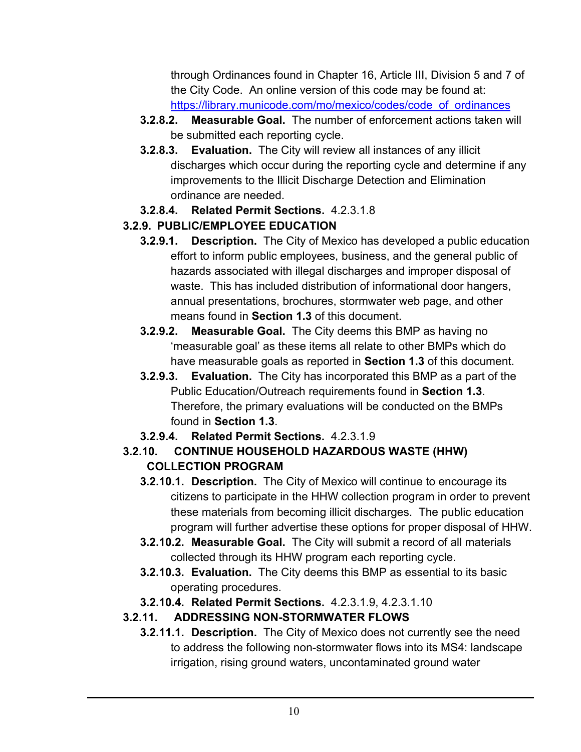through Ordinances found in Chapter 16, Article III, Division 5 and 7 of the City Code. An online version of this code may be found at: [https://library.municode.com/mo/mexico/codes/code_of_ordinances](https://library.municode.com/mo/mexico/codes/code_of_ordinances)

- **3.2.8.2. Measurable Goal.** The number of enforcement actions taken will be submitted each reporting cycle.
- **3.2.8.3. Evaluation.** The City will review all instances of any illicit discharges which occur during the reporting cycle and determine if any improvements to the Illicit Discharge Detection and Elimination ordinance are needed.
- **3.2.8.4. Related Permit Sections.** 4.2.3.1.8

### 3.2.9. PUBLIC/EMPLOYEE EDUCATION

- **3.2.9.1. Description.** The City of Mexico has developed a public education effort to inform public employees, business, and the general public of hazards associated with illegal discharges and improper disposal of waste. This has included distribution of informational door hangers, annual presentations, brochures, stormwater web page, and other means found in **Section 1.3** of this document.
- **3.2.9.2. Measurable Goal.** The City deems this BMP as having no 'measurable goal' as these items all relate to other BMPs which do have measurable goals as reported in **Section 1.3** of this document.
- **3.2.9.3. Evaluation.** The City has incorporated this BMP as a part of the Public Education/Outreach requirements found in **Section 1.3**. Therefore, the primary evaluations will be conducted on the BMPs found in **Section 1.3**.
- **3.2.9.4. Related Permit Sections.** 4.2.3.1.9

### 3.2.10. CONTINUE HOUSEHOLD HAZARDOUS WASTE (HHW) COLLECTION PROGRAM

- **3.2.10.1. Description.** The City of Mexico will continue to encourage its citizens to participate in the HHW collection program in order to prevent these materials from becoming illicit discharges. The public education program will further advertise these options for proper disposal of HHW.
- **3.2.10.2. Measurable Goal.** The City will submit a record of all materials collected through its HHW program each reporting cycle.
- **3.2.10.3. Evaluation.** The City deems this BMP as essential to its basic operating procedures.
- **3.2.10.4. Related Permit Sections.** 4.2.3.1.9, 4.2.3.1.10

### 3.2.11. ADDRESSING NON-STORMWATER FLOWS

- **3.2.11.1. Description.** The City of Mexico does not currently see the need to address the following non-stormwater flows into its MS4: landscape irrigation, rising ground waters, uncontaminated ground water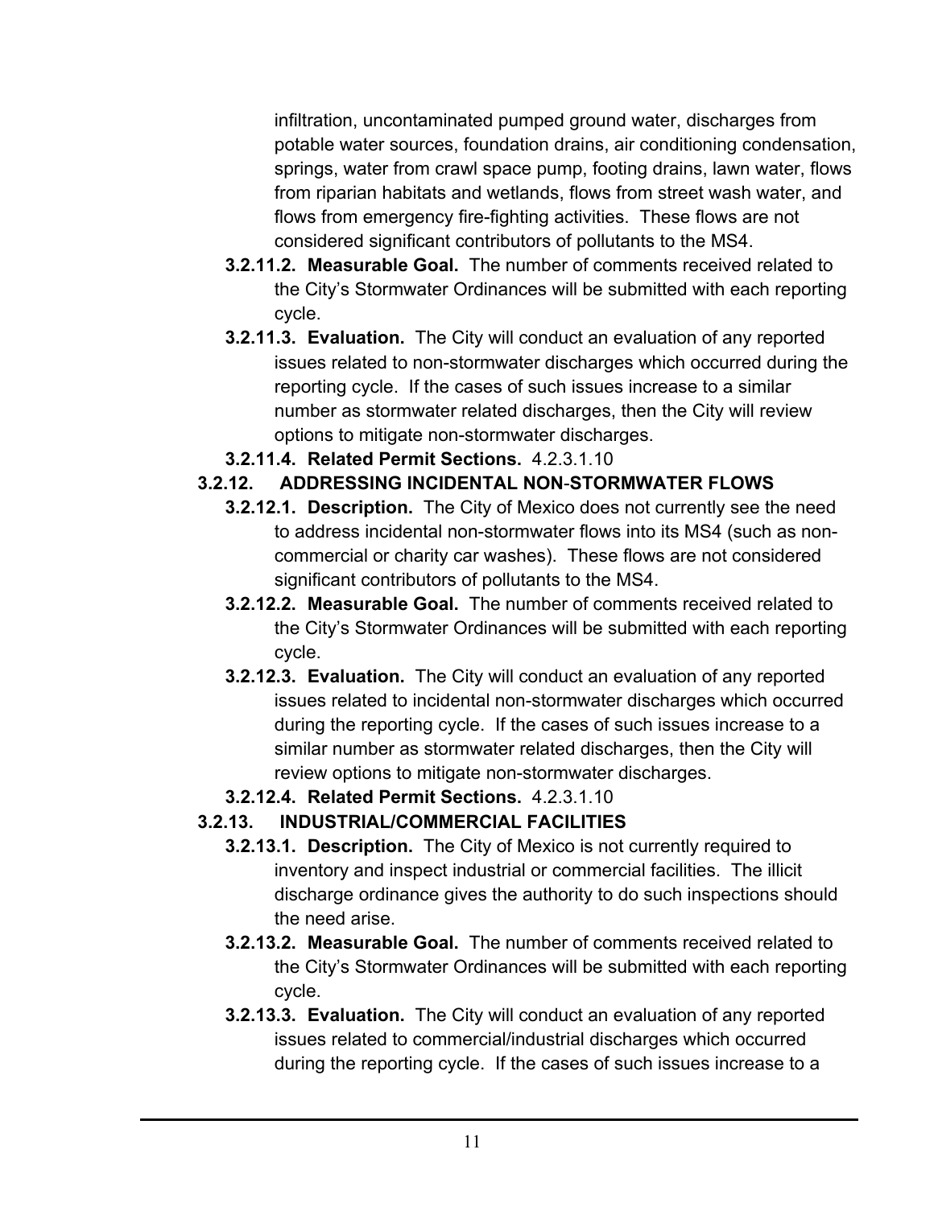infiltration, uncontaminated pumped ground water, discharges from potable water sources, foundation drains, air conditioning condensation, springs, water from crawl space pump, footing drains, lawn water, flows from riparian habitats and wetlands, flows from street wash water, and flows from emergency fire-fighting activities. These flows are not considered significant contributors of pollutants to the MS4.

**3.2.11.2. Measurable Goal.** The number of comments received related to the City's Stormwater Ordinances will be submitted with each reporting cycle.

**3.2.11.3. Evaluation.** The City will conduct an evaluation of any reported issues related to non-stormwater discharges which occurred during the reporting cycle. If the cases of such issues increase to a similar number as stormwater related discharges, then the City will review options to mitigate non-stormwater discharges.

**3.2.11.4. Related Permit Sections.** 4.2.3.1.10

### 3.2.12. ADDRESSING INCIDENTAL NON-STORMWATER FLOWS

**3.2.12.1. Description.** The City of Mexico does not currently see the need to address incidental non-stormwater flows into its MS4 (such as non-commercial or charity car washes). These flows are not considered significant contributors of pollutants to the MS4.

**3.2.12.2. Measurable Goal.** The number of comments received related to the City's Stormwater Ordinances will be submitted with each reporting cycle.

**3.2.12.3. Evaluation.** The City will conduct an evaluation of any reported issues related to incidental non-stormwater discharges which occurred during the reporting cycle. If the cases of such issues increase to a similar number as stormwater related discharges, then the City will review options to mitigate non-stormwater discharges.

**3.2.12.4. Related Permit Sections.** 4.2.3.1.10

### 3.2.13. INDUSTRIAL/COMMERCIAL FACILITIES

**3.2.13.1. Description.** The City of Mexico is not currently required to inventory and inspect industrial or commercial facilities. The illicit discharge ordinance gives the authority to do such inspections should the need arise.

**3.2.13.2. Measurable Goal.** The number of comments received related to the City's Stormwater Ordinances will be submitted with each reporting cycle.

**3.2.13.3. Evaluation.** The City will conduct an evaluation of any reported issues related to commercial/industrial discharges which occurred during the reporting cycle. If the cases of such issues increase to a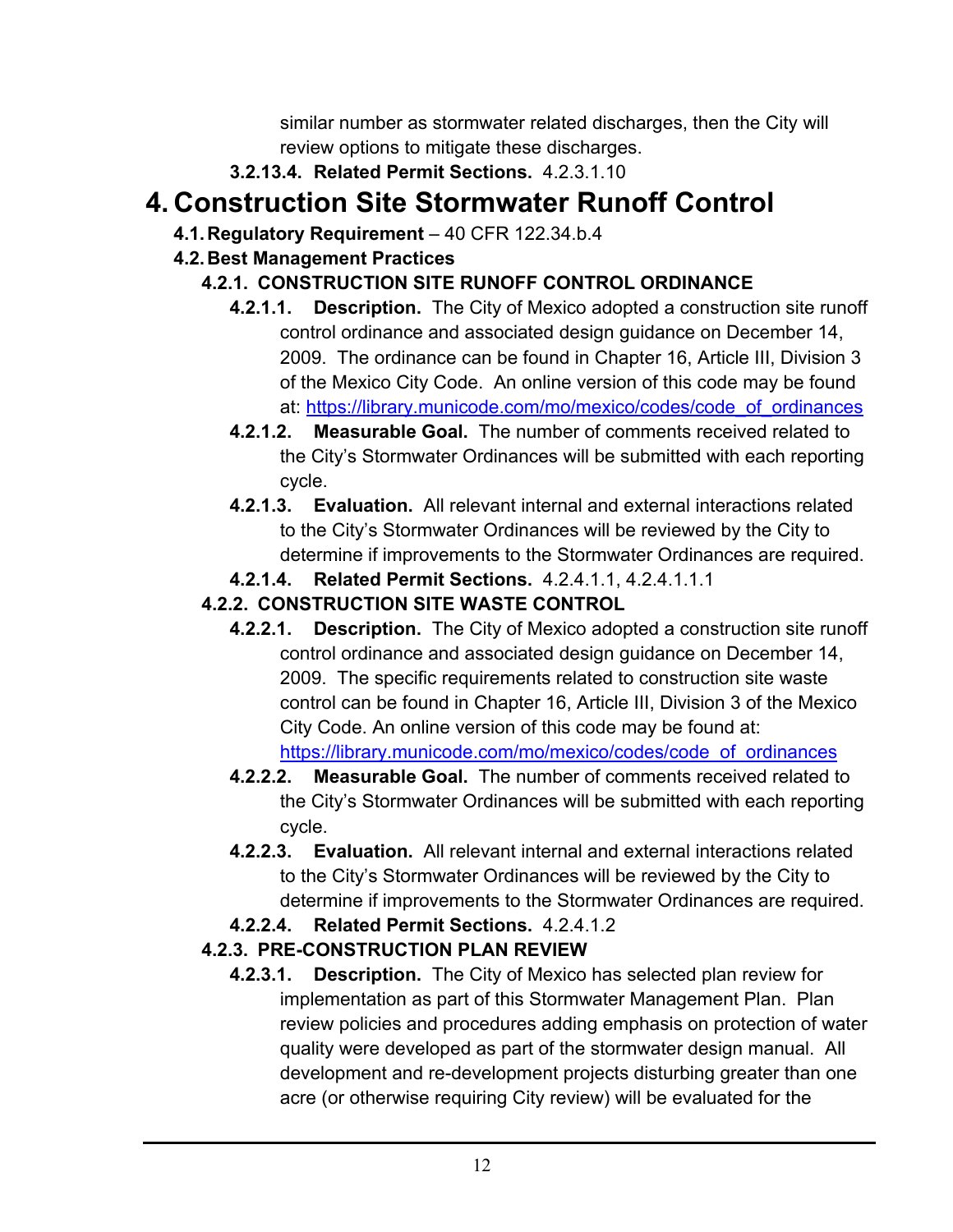similar number as stormwater related discharges, then the City will review options to mitigate these discharges.

**3.2.13.4. Related Permit Sections.** 4.2.3.1.10

# 4. Construction Site Stormwater Runoff Control

## 4.1. Regulatory Requirement – 40 CFR 122.34.b.4

## 4.2. Best Management Practices

### 4.2.1. CONSTRUCTION SITE RUNOFF CONTROL ORDINANCE

**4.2.1.1. Description.** The City of Mexico adopted a construction site runoff control ordinance and associated design guidance on December 14, 2009. The ordinance can be found in Chapter 16, Article III, Division 3 of the Mexico City Code. An online version of this code may be found at: https://library.municode.com/mo/mexico/codes/code_of_ordinances

**4.2.1.2. Measurable Goal.** The number of comments received related to the City's Stormwater Ordinances will be submitted with each reporting cycle.

**4.2.1.3. Evaluation.** All relevant internal and external interactions related to the City's Stormwater Ordinances will be reviewed by the City to determine if improvements to the Stormwater Ordinances are required.

**4.2.1.4. Related Permit Sections.** 4.2.4.1.1, 4.2.4.1.1.1

### 4.2.2. CONSTRUCTION SITE WASTE CONTROL

**4.2.2.1. Description.** The City of Mexico adopted a construction site runoff control ordinance and associated design guidance on December 14, 2009. The specific requirements related to construction site waste control can be found in Chapter 16, Article III, Division 3 of the Mexico City Code. An online version of this code may be found at: https://library.municode.com/mo/mexico/codes/code_of_ordinances

**4.2.2.2. Measurable Goal.** The number of comments received related to the City's Stormwater Ordinances will be submitted with each reporting cycle.

**4.2.2.3. Evaluation.** All relevant internal and external interactions related to the City's Stormwater Ordinances will be reviewed by the City to determine if improvements to the Stormwater Ordinances are required.

**4.2.2.4. Related Permit Sections.** 4.2.4.1.2

### 4.2.3. PRE-CONSTRUCTION PLAN REVIEW

**4.2.3.1. Description.** The City of Mexico has selected plan review for implementation as part of this Stormwater Management Plan. Plan review policies and procedures adding emphasis on protection of water quality were developed as part of the stormwater design manual. All development and re-development projects disturbing greater than one acre (or otherwise requiring City review) will be evaluated for the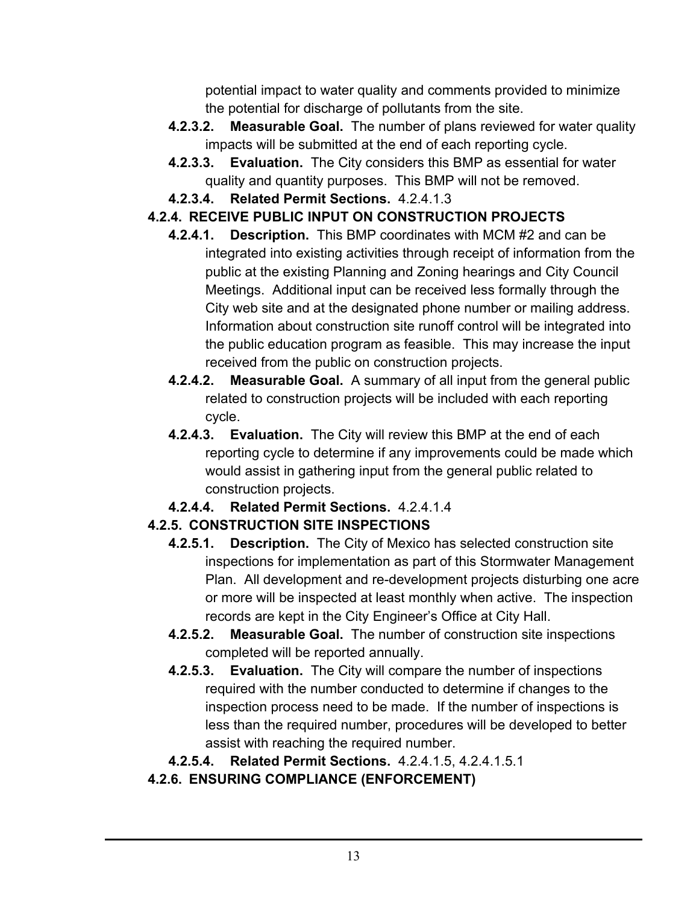potential impact to water quality and comments provided to minimize the potential for discharge of pollutants from the site.

**4.2.3.2. Measurable Goal.** The number of plans reviewed for water quality impacts will be submitted at the end of each reporting cycle.

**4.2.3.3. Evaluation.** The City considers this BMP as essential for water quality and quantity purposes. This BMP will not be removed.

**4.2.3.4. Related Permit Sections.** 4.2.4.1.3

**4.2.4. RECEIVE PUBLIC INPUT ON CONSTRUCTION PROJECTS**

**4.2.4.1. Description.** This BMP coordinates with MCM #2 and can be integrated into existing activities through receipt of information from the public at the existing Planning and Zoning hearings and City Council Meetings. Additional input can be received less formally through the City web site and at the designated phone number or mailing address. Information about construction site runoff control will be integrated into the public education program as feasible. This may increase the input received from the public on construction projects.

**4.2.4.2. Measurable Goal.** A summary of all input from the general public related to construction projects will be included with each reporting cycle.

**4.2.4.3. Evaluation.** The City will review this BMP at the end of each reporting cycle to determine if any improvements could be made which would assist in gathering input from the general public related to construction projects.

**4.2.4.4. Related Permit Sections.** 4.2.4.1.4

**4.2.5. CONSTRUCTION SITE INSPECTIONS**

**4.2.5.1. Description.** The City of Mexico has selected construction site inspections for implementation as part of this Stormwater Management Plan. All development and re-development projects disturbing one acre or more will be inspected at least monthly when active. The inspection records are kept in the City Engineer's Office at City Hall.

**4.2.5.2. Measurable Goal.** The number of construction site inspections completed will be reported annually.

**4.2.5.3. Evaluation.** The City will compare the number of inspections required with the number conducted to determine if changes to the inspection process need to be made. If the number of inspections is less than the required number, procedures will be developed to better assist with reaching the required number.

**4.2.5.4. Related Permit Sections.** 4.2.4.1.5, 4.2.4.1.5.1

**4.2.6. ENSURING COMPLIANCE (ENFORCEMENT)**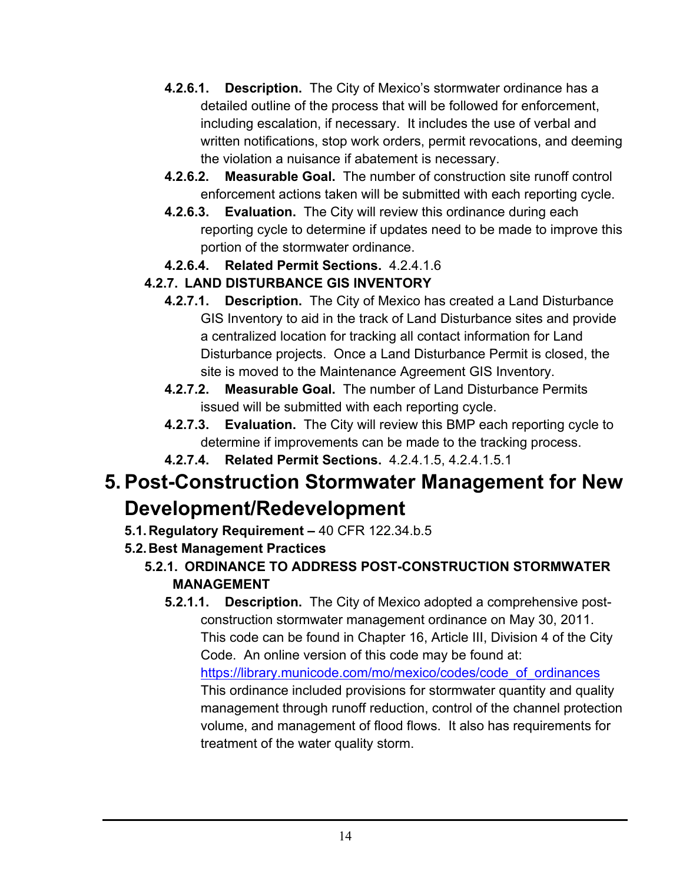**4.2.6.1. Description.** The City of Mexico's stormwater ordinance has a detailed outline of the process that will be followed for enforcement, including escalation, if necessary. It includes the use of verbal and written notifications, stop work orders, permit revocations, and deeming the violation a nuisance if abatement is necessary.

**4.2.6.2. Measurable Goal.** The number of construction site runoff control enforcement actions taken will be submitted with each reporting cycle.

**4.2.6.3. Evaluation.** The City will review this ordinance during each reporting cycle to determine if updates need to be made to improve this portion of the stormwater ordinance.

**4.2.6.4. Related Permit Sections.** 4.2.4.1.6

### 4.2.7. LAND DISTURBANCE GIS INVENTORY

**4.2.7.1. Description.** The City of Mexico has created a Land Disturbance GIS Inventory to aid in the track of Land Disturbance sites and provide a centralized location for tracking all contact information for Land Disturbance projects. Once a Land Disturbance Permit is closed, the site is moved to the Maintenance Agreement GIS Inventory.

**4.2.7.2. Measurable Goal.** The number of Land Disturbance Permits issued will be submitted with each reporting cycle.

**4.2.7.3. Evaluation.** The City will review this BMP each reporting cycle to determine if improvements can be made to the tracking process.

**4.2.7.4. Related Permit Sections.** 4.2.4.1.5, 4.2.4.1.5.1

# 5. Post-Construction Stormwater Management for New Development/Redevelopment

**5.1. Regulatory Requirement –** 40 CFR 122.34.b.5

## 5.2. Best Management Practices

### 5.2.1. ORDINANCE TO ADDRESS POST-CONSTRUCTION STORMWATER MANAGEMENT

**5.2.1.1. Description.** The City of Mexico adopted a comprehensive post-construction stormwater management ordinance on May 30, 2011. This code can be found in Chapter 16, Article III, Division 4 of the City Code. An online version of this code may be found at: https://library.municode.com/mo/mexico/codes/code_of_ordinances This ordinance included provisions for stormwater quantity and quality management through runoff reduction, control of the channel protection volume, and management of flood flows. It also has requirements for treatment of the water quality storm.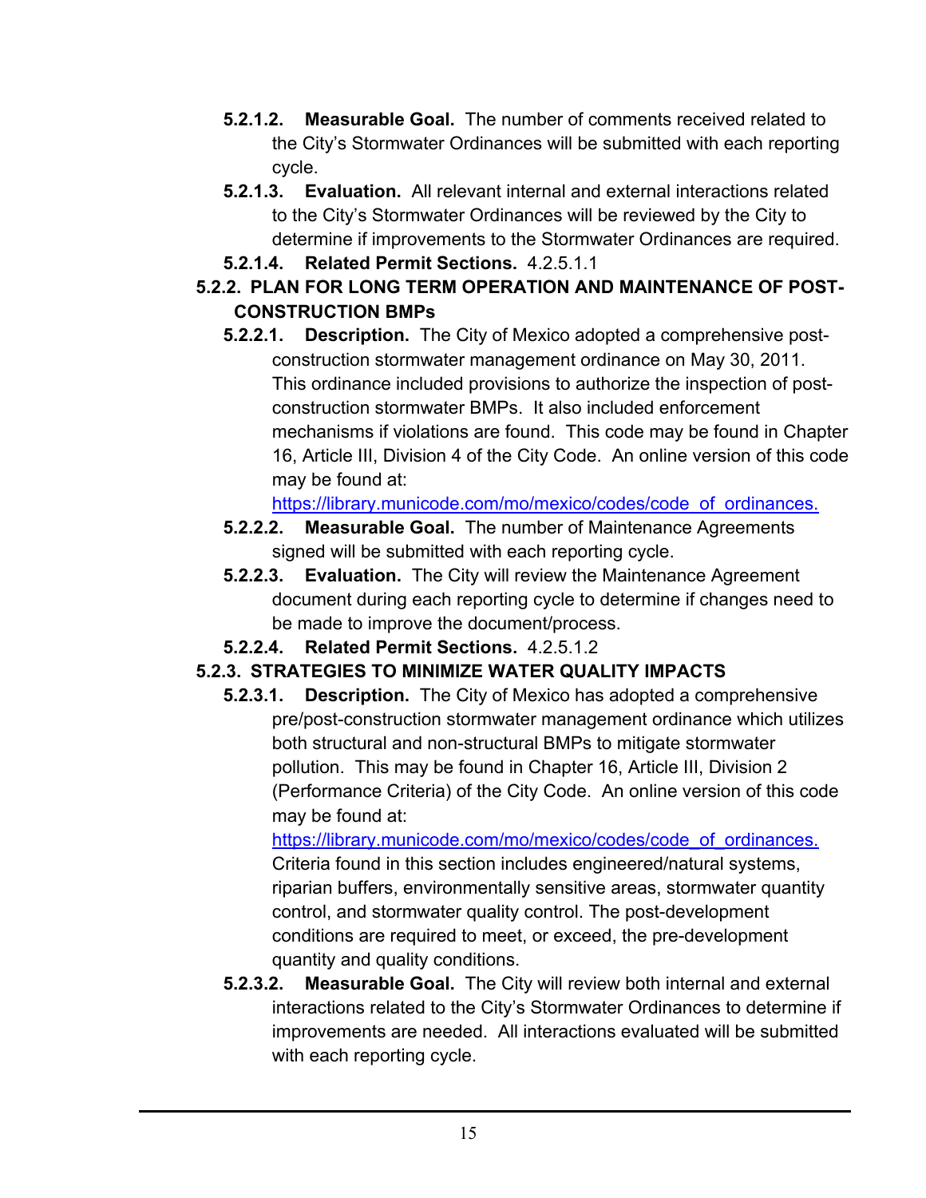**5.2.1.2. Measurable Goal.** The number of comments received related to the City's Stormwater Ordinances will be submitted with each reporting cycle.

**5.2.1.3. Evaluation.** All relevant internal and external interactions related to the City's Stormwater Ordinances will be reviewed by the City to determine if improvements to the Stormwater Ordinances are required.

**5.2.1.4. Related Permit Sections.** 4.2.5.1.1

### 5.2.2. PLAN FOR LONG TERM OPERATION AND MAINTENANCE OF POST-CONSTRUCTION BMPs

**5.2.2.1. Description.** The City of Mexico adopted a comprehensive post-construction stormwater management ordinance on May 30, 2011. This ordinance included provisions to authorize the inspection of post-construction stormwater BMPs. It also included enforcement mechanisms if violations are found. This code may be found in Chapter 16, Article III, Division 4 of the City Code. An online version of this code may be found at: https://library.municode.com/mo/mexico/codes/code_of_ordinances.

**5.2.2.2. Measurable Goal.** The number of Maintenance Agreements signed will be submitted with each reporting cycle.

**5.2.2.3. Evaluation.** The City will review the Maintenance Agreement document during each reporting cycle to determine if changes need to be made to improve the document/process.

**5.2.2.4. Related Permit Sections.** 4.2.5.1.2

### 5.2.3. STRATEGIES TO MINIMIZE WATER QUALITY IMPACTS

**5.2.3.1. Description.** The City of Mexico has adopted a comprehensive pre/post-construction stormwater management ordinance which utilizes both structural and non-structural BMPs to mitigate stormwater pollution. This may be found in Chapter 16, Article III, Division 2 (Performance Criteria) of the City Code. An online version of this code may be found at: https://library.municode.com/mo/mexico/codes/code_of_ordinances. Criteria found in this section includes engineered/natural systems, riparian buffers, environmentally sensitive areas, stormwater quantity control, and stormwater quality control. The post-development conditions are required to meet, or exceed, the pre-development quantity and quality conditions.

**5.2.3.2. Measurable Goal.** The City will review both internal and external interactions related to the City's Stormwater Ordinances to determine if improvements are needed. All interactions evaluated will be submitted with each reporting cycle.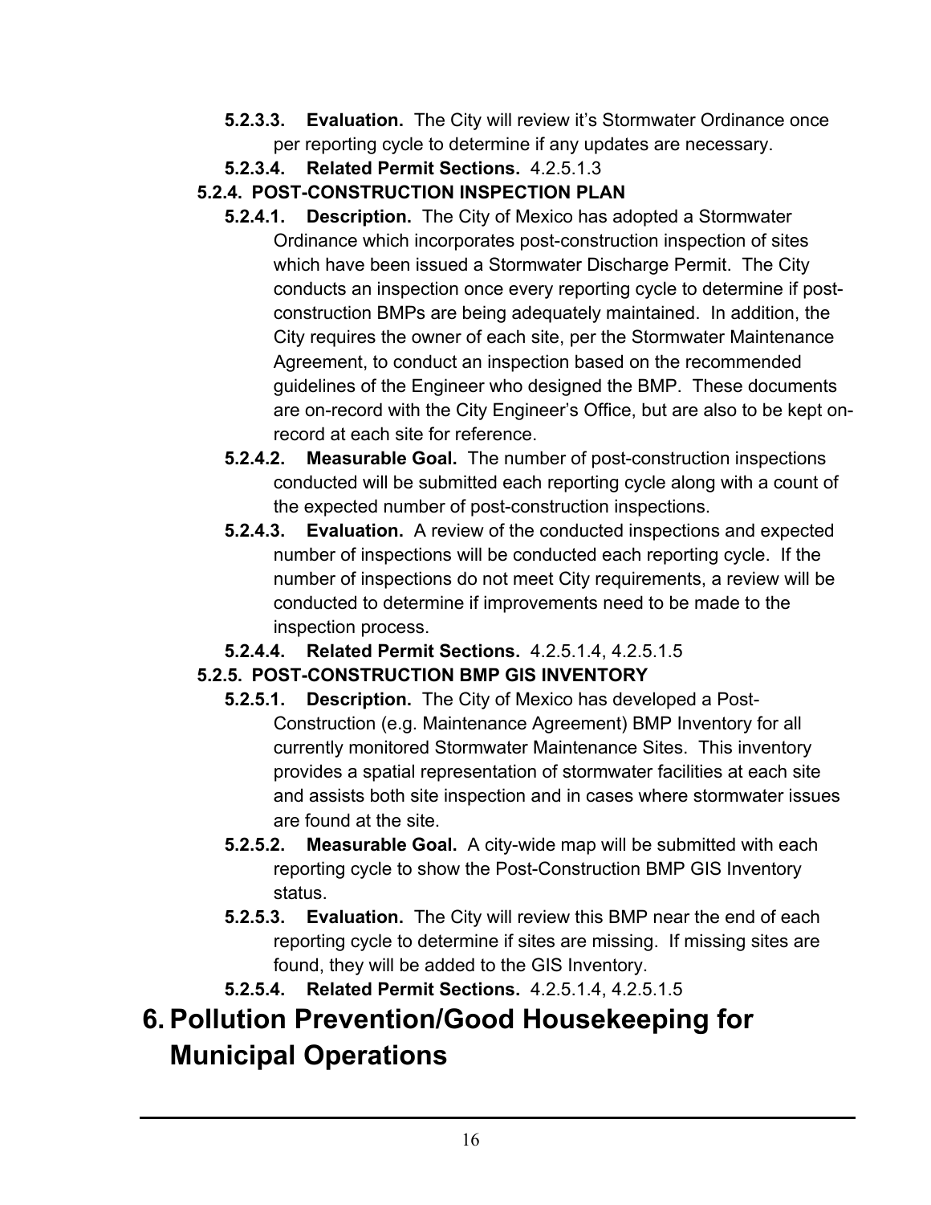- **5.2.3.3. Evaluation.** The City will review it's Stormwater Ordinance once per reporting cycle to determine if any updates are necessary.
- **5.2.3.4. Related Permit Sections.** 4.2.5.1.3

### 5.2.4. POST-CONSTRUCTION INSPECTION PLAN

- **5.2.4.1. Description.** The City of Mexico has adopted a Stormwater Ordinance which incorporates post-construction inspection of sites which have been issued a Stormwater Discharge Permit. The City conducts an inspection once every reporting cycle to determine if post-construction BMPs are being adequately maintained. In addition, the City requires the owner of each site, per the Stormwater Maintenance Agreement, to conduct an inspection based on the recommended guidelines of the Engineer who designed the BMP. These documents are on-record with the City Engineer's Office, but are also to be kept on-record at each site for reference.
- **5.2.4.2. Measurable Goal.** The number of post-construction inspections conducted will be submitted each reporting cycle along with a count of the expected number of post-construction inspections.
- **5.2.4.3. Evaluation.** A review of the conducted inspections and expected number of inspections will be conducted each reporting cycle. If the number of inspections do not meet City requirements, a review will be conducted to determine if improvements need to be made to the inspection process.
- **5.2.4.4. Related Permit Sections.** 4.2.5.1.4, 4.2.5.1.5

### 5.2.5. POST-CONSTRUCTION BMP GIS INVENTORY

- **5.2.5.1. Description.** The City of Mexico has developed a Post-Construction (e.g. Maintenance Agreement) BMP Inventory for all currently monitored Stormwater Maintenance Sites. This inventory provides a spatial representation of stormwater facilities at each site and assists both site inspection and in cases where stormwater issues are found at the site.
- **5.2.5.2. Measurable Goal.** A city-wide map will be submitted with each reporting cycle to show the Post-Construction BMP GIS Inventory status.
- **5.2.5.3. Evaluation.** The City will review this BMP near the end of each reporting cycle to determine if sites are missing. If missing sites are found, they will be added to the GIS Inventory.
- **5.2.5.4. Related Permit Sections.** 4.2.5.1.4, 4.2.5.1.5

# 6. Pollution Prevention/Good Housekeeping for Municipal Operations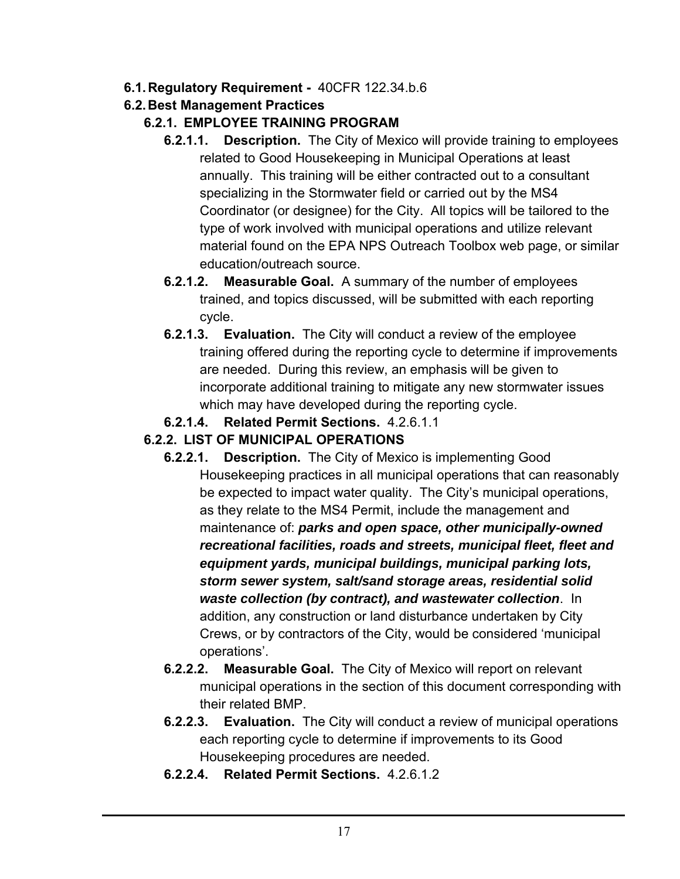**6.1. Regulatory Requirement -** 40CFR 122.34.b.6

**6.2. Best Management Practices**

**6.2.1. EMPLOYEE TRAINING PROGRAM**

**6.2.1.1. Description.** The City of Mexico will provide training to employees related to Good Housekeeping in Municipal Operations at least annually. This training will be either contracted out to a consultant specializing in the Stormwater field or carried out by the MS4 Coordinator (or designee) for the City. All topics will be tailored to the type of work involved with municipal operations and utilize relevant material found on the EPA NPS Outreach Toolbox web page, or similar education/outreach source.

**6.2.1.2. Measurable Goal.** A summary of the number of employees trained, and topics discussed, will be submitted with each reporting cycle.

**6.2.1.3. Evaluation.** The City will conduct a review of the employee training offered during the reporting cycle to determine if improvements are needed. During this review, an emphasis will be given to incorporate additional training to mitigate any new stormwater issues which may have developed during the reporting cycle.

**6.2.1.4. Related Permit Sections.** 4.2.6.1.1

**6.2.2. LIST OF MUNICIPAL OPERATIONS**

**6.2.2.1. Description.** The City of Mexico is implementing Good Housekeeping practices in all municipal operations that can reasonably be expected to impact water quality. The City's municipal operations, as they relate to the MS4 Permit, include the management and maintenance of: ***parks and open space, other municipally-owned recreational facilities, roads and streets, municipal fleet, fleet and equipment yards, municipal buildings, municipal parking lots, storm sewer system, salt/sand storage areas, residential solid waste collection (by contract), and wastewater collection***. In addition, any construction or land disturbance undertaken by City Crews, or by contractors of the City, would be considered 'municipal operations'.

**6.2.2.2. Measurable Goal.** The City of Mexico will report on relevant municipal operations in the section of this document corresponding with their related BMP.

**6.2.2.3. Evaluation.** The City will conduct a review of municipal operations each reporting cycle to determine if improvements to its Good Housekeeping procedures are needed.

**6.2.2.4. Related Permit Sections.** 4.2.6.1.2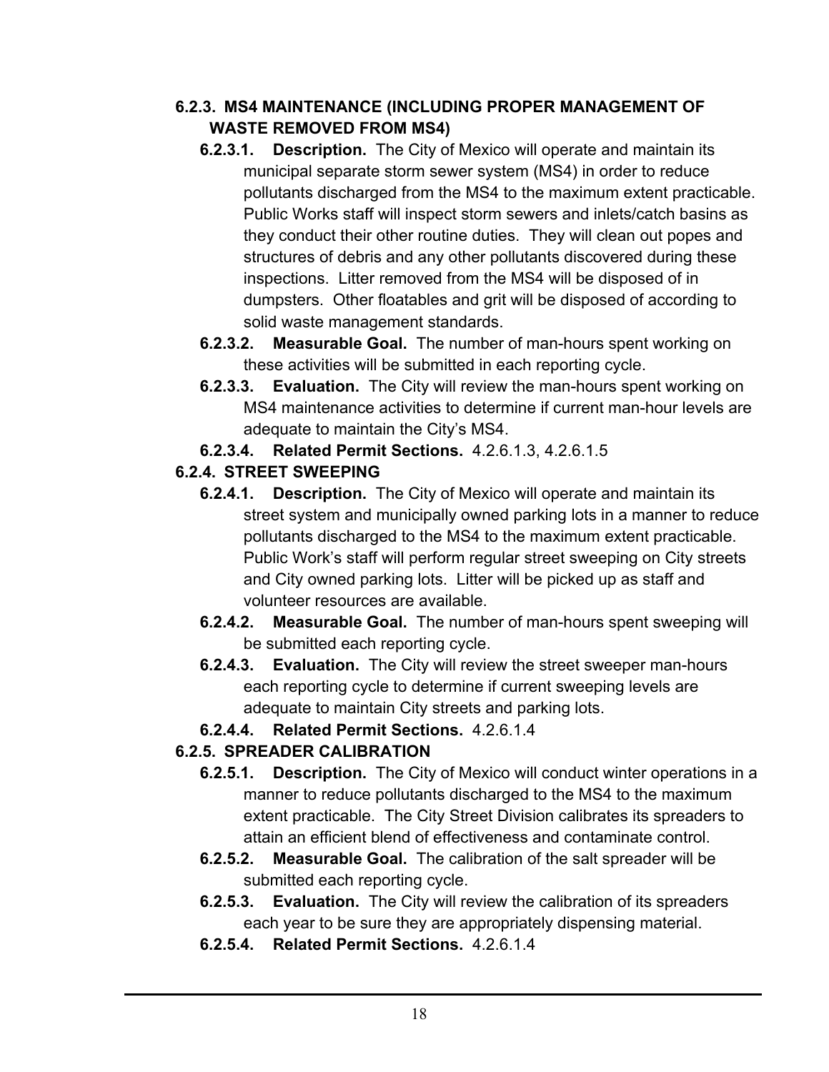### 6.2.3. MS4 MAINTENANCE (INCLUDING PROPER MANAGEMENT OF WASTE REMOVED FROM MS4)

**6.2.3.1. Description.** The City of Mexico will operate and maintain its municipal separate storm sewer system (MS4) in order to reduce pollutants discharged from the MS4 to the maximum extent practicable. Public Works staff will inspect storm sewers and inlets/catch basins as they conduct their other routine duties. They will clean out popes and structures of debris and any other pollutants discovered during these inspections. Litter removed from the MS4 will be disposed of in dumpsters. Other floatables and grit will be disposed of according to solid waste management standards.

**6.2.3.2. Measurable Goal.** The number of man-hours spent working on these activities will be submitted in each reporting cycle.

**6.2.3.3. Evaluation.** The City will review the man-hours spent working on MS4 maintenance activities to determine if current man-hour levels are adequate to maintain the City's MS4.

**6.2.3.4. Related Permit Sections.** 4.2.6.1.3, 4.2.6.1.5

### 6.2.4. STREET SWEEPING

**6.2.4.1. Description.** The City of Mexico will operate and maintain its street system and municipally owned parking lots in a manner to reduce pollutants discharged to the MS4 to the maximum extent practicable. Public Work's staff will perform regular street sweeping on City streets and City owned parking lots. Litter will be picked up as staff and volunteer resources are available.

**6.2.4.2. Measurable Goal.** The number of man-hours spent sweeping will be submitted each reporting cycle.

**6.2.4.3. Evaluation.** The City will review the street sweeper man-hours each reporting cycle to determine if current sweeping levels are adequate to maintain City streets and parking lots.

**6.2.4.4. Related Permit Sections.** 4.2.6.1.4

### 6.2.5. SPREADER CALIBRATION

**6.2.5.1. Description.** The City of Mexico will conduct winter operations in a manner to reduce pollutants discharged to the MS4 to the maximum extent practicable. The City Street Division calibrates its spreaders to attain an efficient blend of effectiveness and contaminate control.

**6.2.5.2. Measurable Goal.** The calibration of the salt spreader will be submitted each reporting cycle.

**6.2.5.3. Evaluation.** The City will review the calibration of its spreaders each year to be sure they are appropriately dispensing material.

**6.2.5.4. Related Permit Sections.** 4.2.6.1.4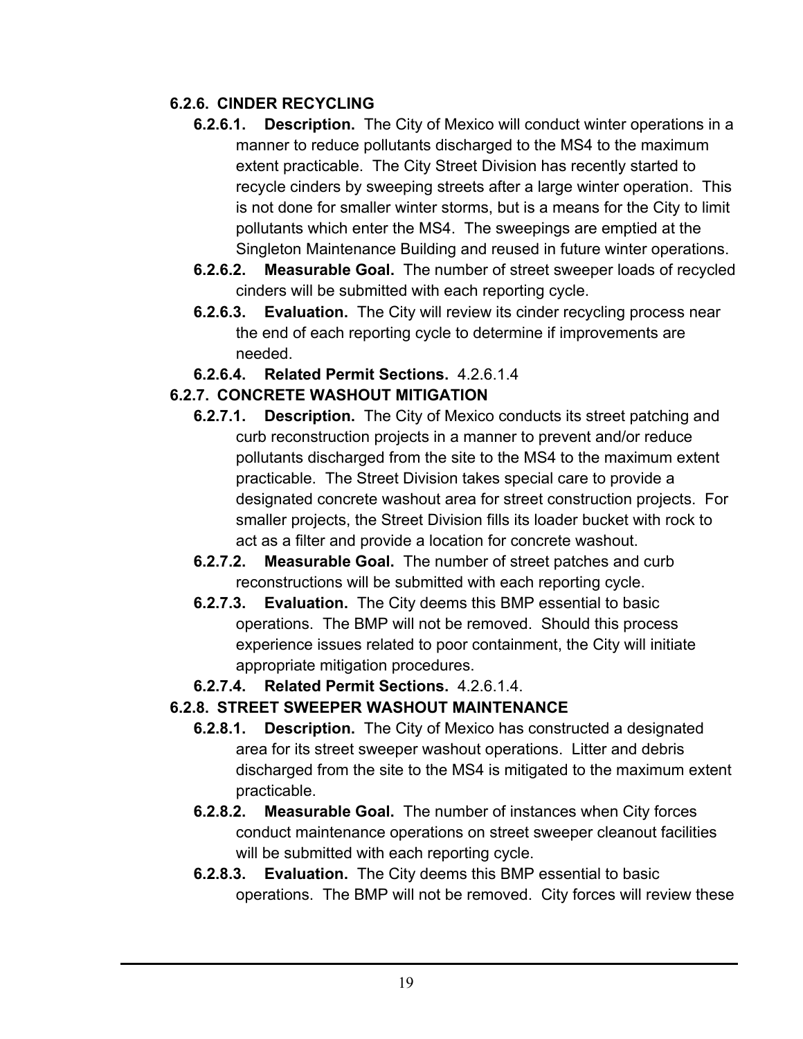### 6.2.6. CINDER RECYCLING

- **6.2.6.1. Description.** The City of Mexico will conduct winter operations in a manner to reduce pollutants discharged to the MS4 to the maximum extent practicable. The City Street Division has recently started to recycle cinders by sweeping streets after a large winter operation. This is not done for smaller winter storms, but is a means for the City to limit pollutants which enter the MS4. The sweepings are emptied at the Singleton Maintenance Building and reused in future winter operations.
- **6.2.6.2. Measurable Goal.** The number of street sweeper loads of recycled cinders will be submitted with each reporting cycle.
- **6.2.6.3. Evaluation.** The City will review its cinder recycling process near the end of each reporting cycle to determine if improvements are needed.
- **6.2.6.4. Related Permit Sections.** 4.2.6.1.4

### 6.2.7. CONCRETE WASHOUT MITIGATION

- **6.2.7.1. Description.** The City of Mexico conducts its street patching and curb reconstruction projects in a manner to prevent and/or reduce pollutants discharged from the site to the MS4 to the maximum extent practicable. The Street Division takes special care to provide a designated concrete washout area for street construction projects. For smaller projects, the Street Division fills its loader bucket with rock to act as a filter and provide a location for concrete washout.
- **6.2.7.2. Measurable Goal.** The number of street patches and curb reconstructions will be submitted with each reporting cycle.
- **6.2.7.3. Evaluation.** The City deems this BMP essential to basic operations. The BMP will not be removed. Should this process experience issues related to poor containment, the City will initiate appropriate mitigation procedures.
- **6.2.7.4. Related Permit Sections.** 4.2.6.1.4.

### 6.2.8. STREET SWEEPER WASHOUT MAINTENANCE

- **6.2.8.1. Description.** The City of Mexico has constructed a designated area for its street sweeper washout operations. Litter and debris discharged from the site to the MS4 is mitigated to the maximum extent practicable.
- **6.2.8.2. Measurable Goal.** The number of instances when City forces conduct maintenance operations on street sweeper cleanout facilities will be submitted with each reporting cycle.
- **6.2.8.3. Evaluation.** The City deems this BMP essential to basic operations. The BMP will not be removed. City forces will review these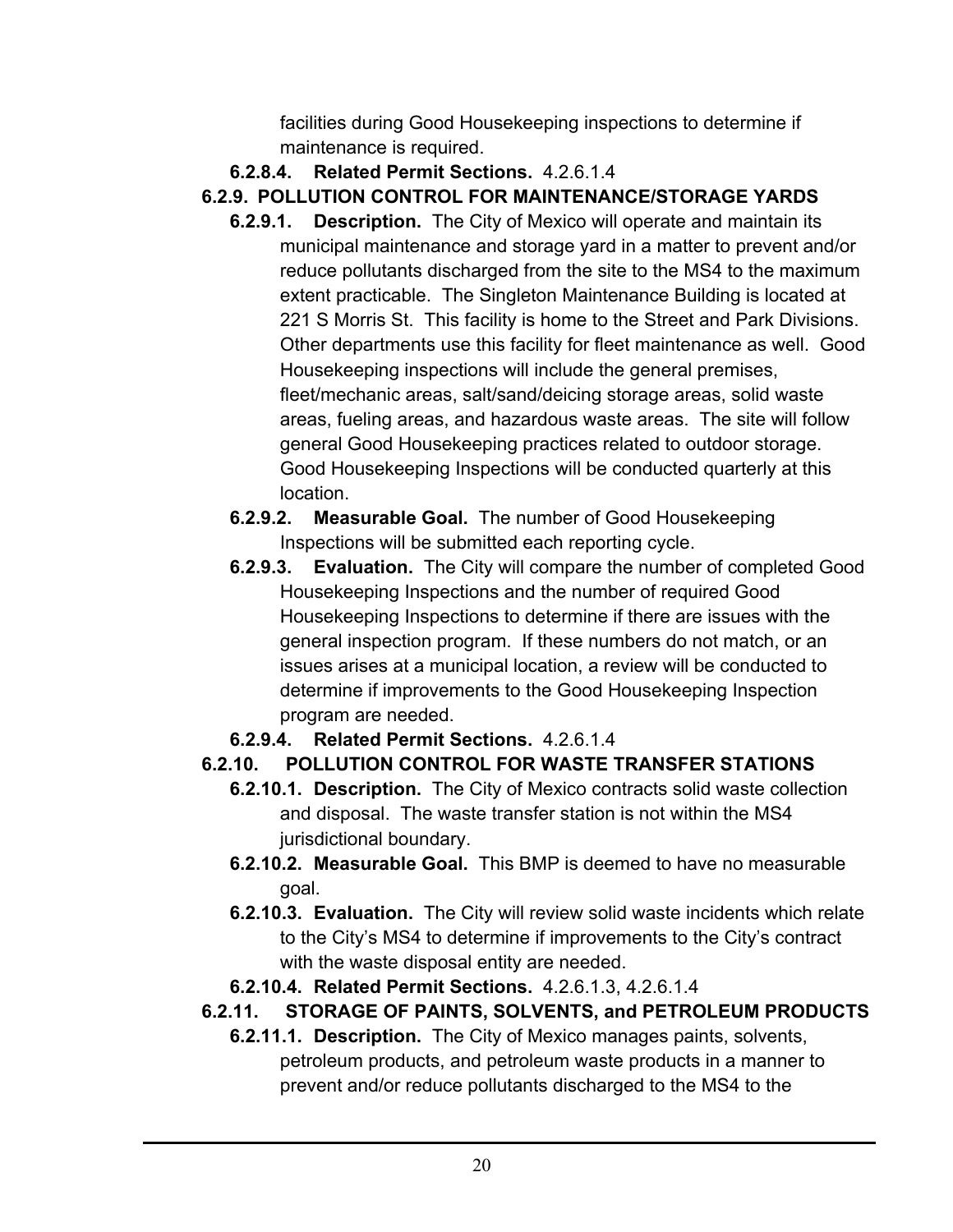facilities during Good Housekeeping inspections to determine if maintenance is required.

**6.2.8.4. Related Permit Sections.** 4.2.6.1.4

**6.2.9. POLLUTION CONTROL FOR MAINTENANCE/STORAGE YARDS**

**6.2.9.1. Description.** The City of Mexico will operate and maintain its municipal maintenance and storage yard in a matter to prevent and/or reduce pollutants discharged from the site to the MS4 to the maximum extent practicable. The Singleton Maintenance Building is located at 221 S Morris St. This facility is home to the Street and Park Divisions. Other departments use this facility for fleet maintenance as well. Good Housekeeping inspections will include the general premises, fleet/mechanic areas, salt/sand/deicing storage areas, solid waste areas, fueling areas, and hazardous waste areas. The site will follow general Good Housekeeping practices related to outdoor storage. Good Housekeeping Inspections will be conducted quarterly at this location.

**6.2.9.2. Measurable Goal.** The number of Good Housekeeping Inspections will be submitted each reporting cycle.

**6.2.9.3. Evaluation.** The City will compare the number of completed Good Housekeeping Inspections and the number of required Good Housekeeping Inspections to determine if there are issues with the general inspection program. If these numbers do not match, or an issues arises at a municipal location, a review will be conducted to determine if improvements to the Good Housekeeping Inspection program are needed.

**6.2.9.4. Related Permit Sections.** 4.2.6.1.4

**6.2.10. POLLUTION CONTROL FOR WASTE TRANSFER STATIONS**

**6.2.10.1. Description.** The City of Mexico contracts solid waste collection and disposal. The waste transfer station is not within the MS4 jurisdictional boundary.

**6.2.10.2. Measurable Goal.** This BMP is deemed to have no measurable goal.

**6.2.10.3. Evaluation.** The City will review solid waste incidents which relate to the City's MS4 to determine if improvements to the City's contract with the waste disposal entity are needed.

**6.2.10.4. Related Permit Sections.** 4.2.6.1.3, 4.2.6.1.4

**6.2.11. STORAGE OF PAINTS, SOLVENTS, and PETROLEUM PRODUCTS**

**6.2.11.1. Description.** The City of Mexico manages paints, solvents, petroleum products, and petroleum waste products in a manner to prevent and/or reduce pollutants discharged to the MS4 to the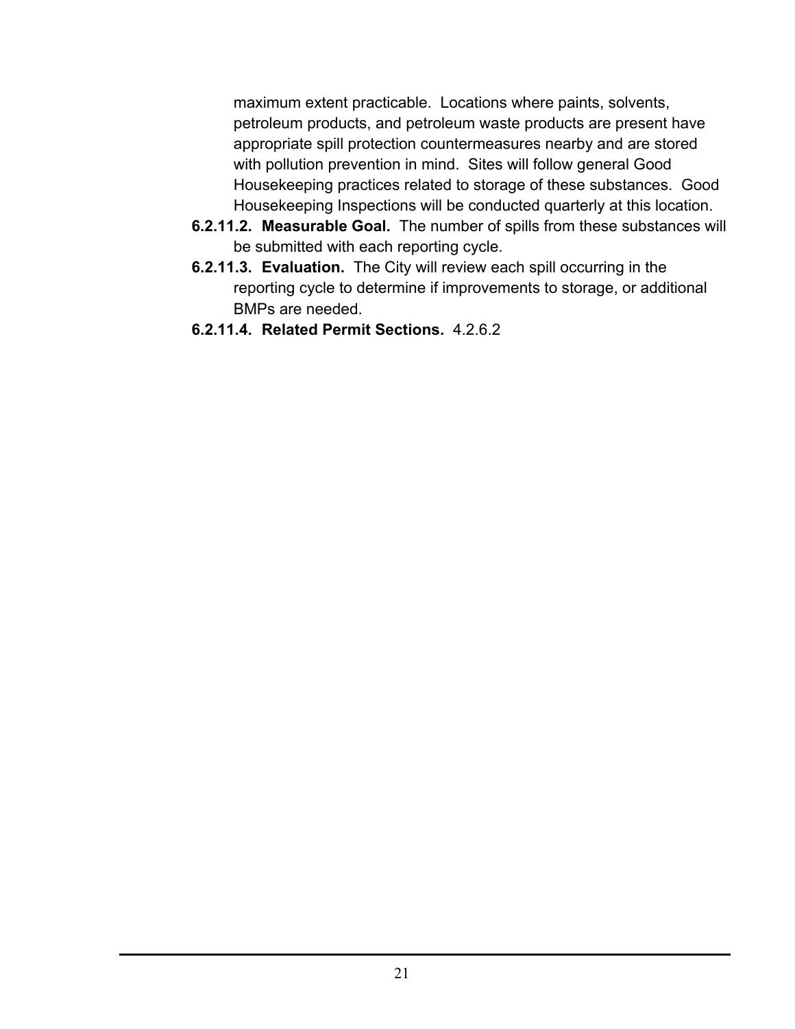maximum extent practicable. Locations where paints, solvents, petroleum products, and petroleum waste products are present have appropriate spill protection countermeasures nearby and are stored with pollution prevention in mind. Sites will follow general Good Housekeeping practices related to storage of these substances. Good Housekeeping Inspections will be conducted quarterly at this location.

**6.2.11.2. Measurable Goal.** The number of spills from these substances will be submitted with each reporting cycle.

**6.2.11.3. Evaluation.** The City will review each spill occurring in the reporting cycle to determine if improvements to storage, or additional BMPs are needed.

**6.2.11.4. Related Permit Sections.** 4.2.6.2